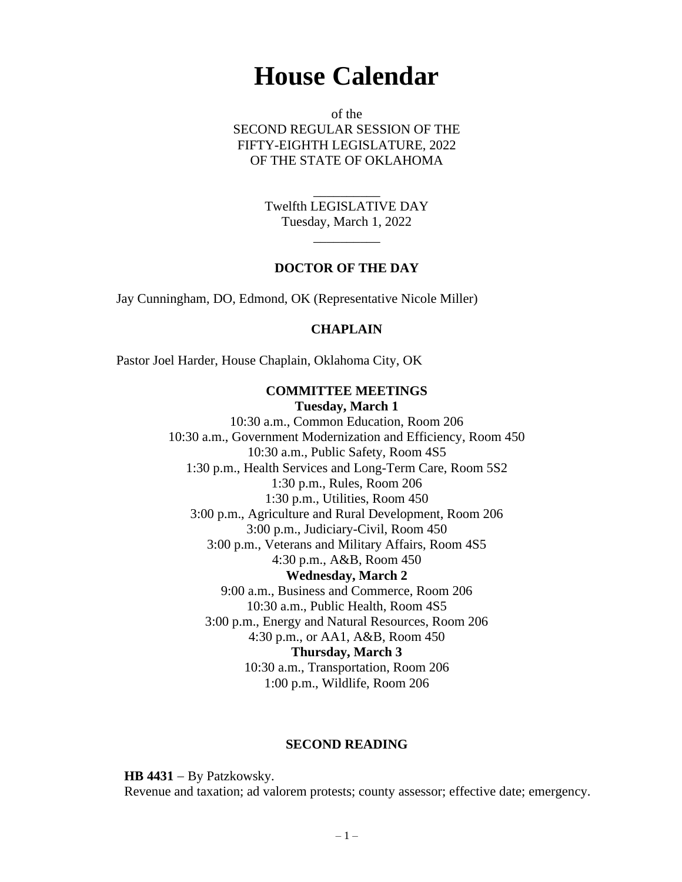# House Calendar

of the
SECOND REGULAR SESSION OF THE
FIFTY-EIGHTH LEGISLATURE, 2022
OF THE STATE OF OKLAHOMA

__________
Twelfth LEGISLATIVE DAY
Tuesday, March 1, 2022
__________

### DOCTOR OF THE DAY

Jay Cunningham, DO, Edmond, OK (Representative Nicole Miller)

### CHAPLAIN

Pastor Joel Harder, House Chaplain, Oklahoma City, OK

### COMMITTEE MEETINGS

**Tuesday, March 1**

10:30 a.m., Common Education, Room 206
10:30 a.m., Government Modernization and Efficiency, Room 450
10:30 a.m., Public Safety, Room 4S5
1:30 p.m., Health Services and Long-Term Care, Room 5S2
1:30 p.m., Rules, Room 206
1:30 p.m., Utilities, Room 450
3:00 p.m., Agriculture and Rural Development, Room 206
3:00 p.m., Judiciary-Civil, Room 450
3:00 p.m., Veterans and Military Affairs, Room 4S5
4:30 p.m., A&B, Room 450

**Wednesday, March 2**

9:00 a.m., Business and Commerce, Room 206
10:30 a.m., Public Health, Room 4S5
3:00 p.m., Energy and Natural Resources, Room 206
4:30 p.m., or AA1, A&B, Room 450

**Thursday, March 3**

10:30 a.m., Transportation, Room 206
1:00 p.m., Wildlife, Room 206

### SECOND READING

**HB 4431** – By Patzkowsky.
Revenue and taxation; ad valorem protests; county assessor; effective date; emergency.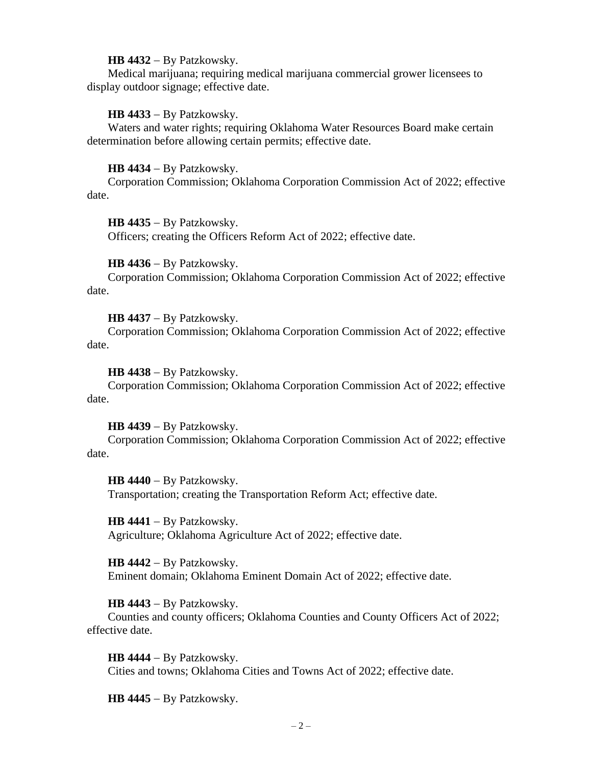**HB 4432** – By Patzkowsky.

Medical marijuana; requiring medical marijuana commercial grower licensees to display outdoor signage; effective date.

**HB 4433** – By Patzkowsky.

Waters and water rights; requiring Oklahoma Water Resources Board make certain determination before allowing certain permits; effective date.

**HB 4434** – By Patzkowsky.

Corporation Commission; Oklahoma Corporation Commission Act of 2022; effective date.

**HB 4435** – By Patzkowsky.

Officers; creating the Officers Reform Act of 2022; effective date.

**HB 4436** – By Patzkowsky.

Corporation Commission; Oklahoma Corporation Commission Act of 2022; effective date.

**HB 4437** – By Patzkowsky.

Corporation Commission; Oklahoma Corporation Commission Act of 2022; effective date.

**HB 4438** – By Patzkowsky.

Corporation Commission; Oklahoma Corporation Commission Act of 2022; effective date.

**HB 4439** – By Patzkowsky.

Corporation Commission; Oklahoma Corporation Commission Act of 2022; effective date.

**HB 4440** – By Patzkowsky.

Transportation; creating the Transportation Reform Act; effective date.

**HB 4441** – By Patzkowsky.

Agriculture; Oklahoma Agriculture Act of 2022; effective date.

**HB 4442** – By Patzkowsky.

Eminent domain; Oklahoma Eminent Domain Act of 2022; effective date.

**HB 4443** – By Patzkowsky.

Counties and county officers; Oklahoma Counties and County Officers Act of 2022; effective date.

**HB 4444** – By Patzkowsky.

Cities and towns; Oklahoma Cities and Towns Act of 2022; effective date.

**HB 4445** – By Patzkowsky.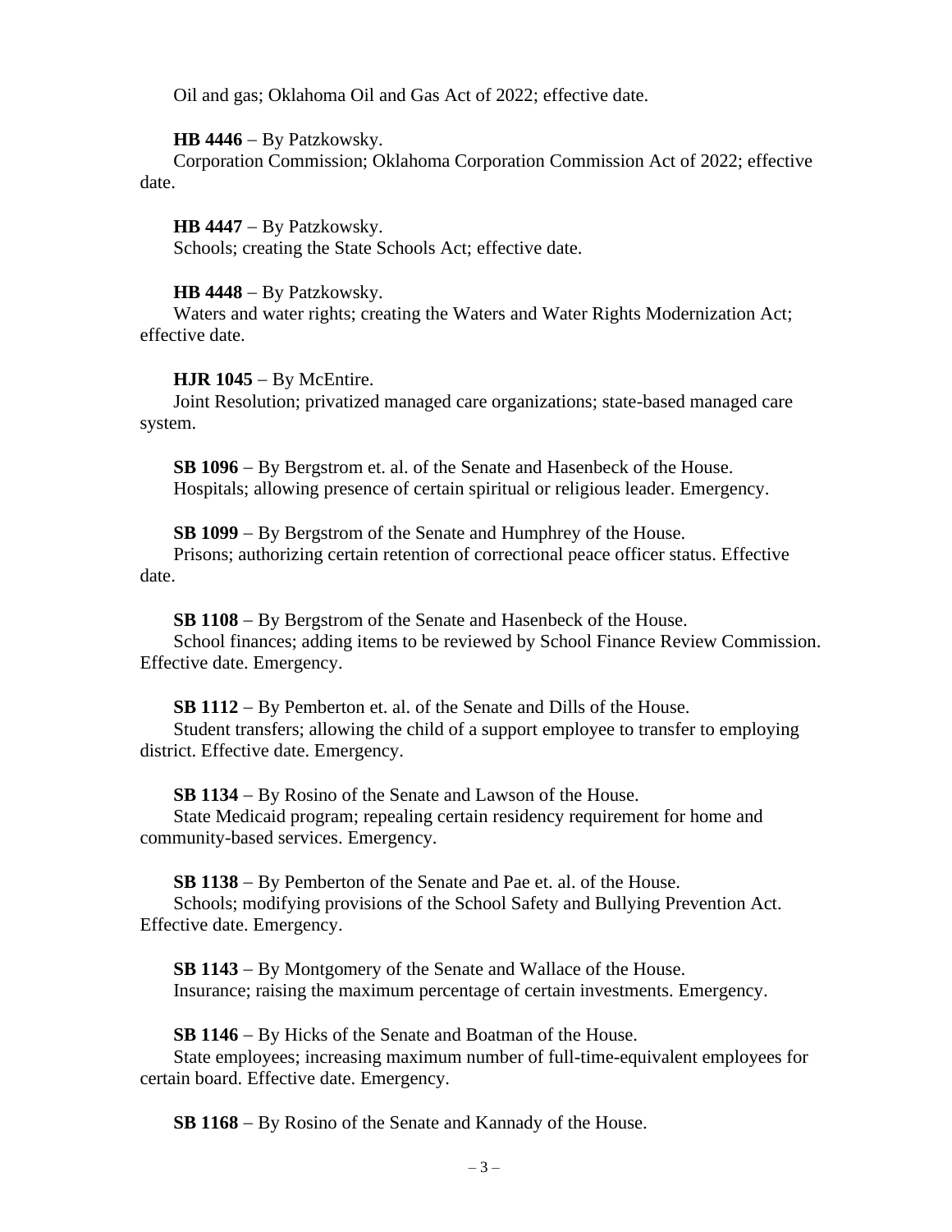Oil and gas; Oklahoma Oil and Gas Act of 2022; effective date.

**HB 4446** – By Patzkowsky.

Corporation Commission; Oklahoma Corporation Commission Act of 2022; effective date.

**HB 4447** – By Patzkowsky.

Schools; creating the State Schools Act; effective date.

**HB 4448** – By Patzkowsky.

Waters and water rights; creating the Waters and Water Rights Modernization Act; effective date.

**HJR 1045** – By McEntire.

Joint Resolution; privatized managed care organizations; state-based managed care system.

**SB 1096** – By Bergstrom et. al. of the Senate and Hasenbeck of the House.

Hospitals; allowing presence of certain spiritual or religious leader. Emergency.

**SB 1099** – By Bergstrom of the Senate and Humphrey of the House.

Prisons; authorizing certain retention of correctional peace officer status. Effective date.

**SB 1108** – By Bergstrom of the Senate and Hasenbeck of the House.

School finances; adding items to be reviewed by School Finance Review Commission. Effective date. Emergency.

**SB 1112** – By Pemberton et. al. of the Senate and Dills of the House.

Student transfers; allowing the child of a support employee to transfer to employing district. Effective date. Emergency.

**SB 1134** – By Rosino of the Senate and Lawson of the House.

State Medicaid program; repealing certain residency requirement for home and community-based services. Emergency.

**SB 1138** – By Pemberton of the Senate and Pae et. al. of the House.

Schools; modifying provisions of the School Safety and Bullying Prevention Act. Effective date. Emergency.

**SB 1143** – By Montgomery of the Senate and Wallace of the House.

Insurance; raising the maximum percentage of certain investments. Emergency.

**SB 1146** – By Hicks of the Senate and Boatman of the House.

State employees; increasing maximum number of full-time-equivalent employees for certain board. Effective date. Emergency.

**SB 1168** – By Rosino of the Senate and Kannady of the House.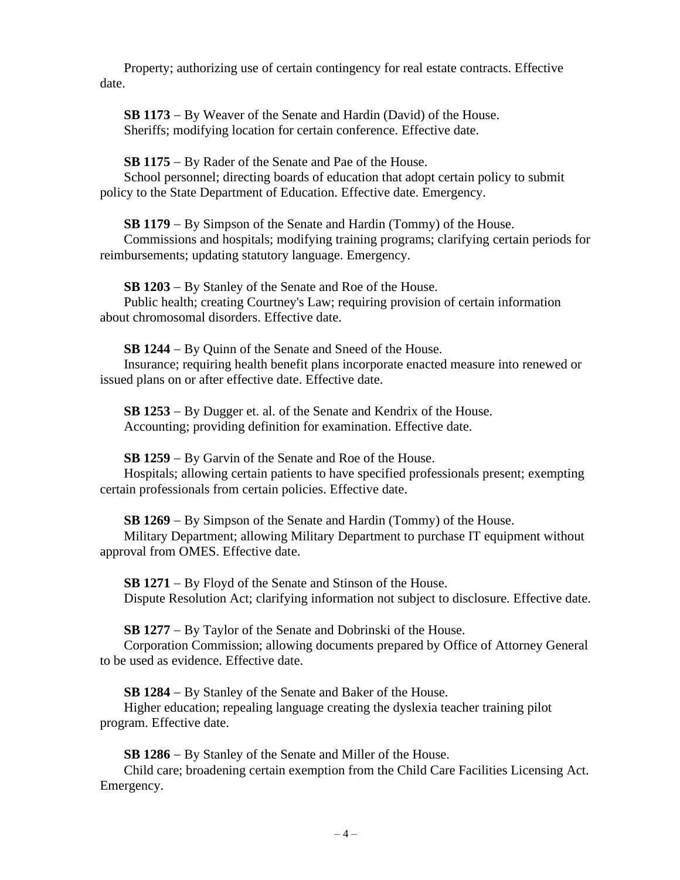Property; authorizing use of certain contingency for real estate contracts. Effective date.

**SB 1173** – By Weaver of the Senate and Hardin (David) of the House.
Sheriffs; modifying location for certain conference. Effective date.

**SB 1175** – By Rader of the Senate and Pae of the House.
School personnel; directing boards of education that adopt certain policy to submit policy to the State Department of Education. Effective date. Emergency.

**SB 1179** – By Simpson of the Senate and Hardin (Tommy) of the House.
Commissions and hospitals; modifying training programs; clarifying certain periods for reimbursements; updating statutory language. Emergency.

**SB 1203** – By Stanley of the Senate and Roe of the House.
Public health; creating Courtney's Law; requiring provision of certain information about chromosomal disorders. Effective date.

**SB 1244** – By Quinn of the Senate and Sneed of the House.
Insurance; requiring health benefit plans incorporate enacted measure into renewed or issued plans on or after effective date. Effective date.

**SB 1253** – By Dugger et. al. of the Senate and Kendrix of the House.
Accounting; providing definition for examination. Effective date.

**SB 1259** – By Garvin of the Senate and Roe of the House.
Hospitals; allowing certain patients to have specified professionals present; exempting certain professionals from certain policies. Effective date.

**SB 1269** – By Simpson of the Senate and Hardin (Tommy) of the House.
Military Department; allowing Military Department to purchase IT equipment without approval from OMES. Effective date.

**SB 1271** – By Floyd of the Senate and Stinson of the House.
Dispute Resolution Act; clarifying information not subject to disclosure. Effective date.

**SB 1277** – By Taylor of the Senate and Dobrinski of the House.
Corporation Commission; allowing documents prepared by Office of Attorney General to be used as evidence. Effective date.

**SB 1284** – By Stanley of the Senate and Baker of the House.
Higher education; repealing language creating the dyslexia teacher training pilot program. Effective date.

**SB 1286** – By Stanley of the Senate and Miller of the House.
Child care; broadening certain exemption from the Child Care Facilities Licensing Act. Emergency.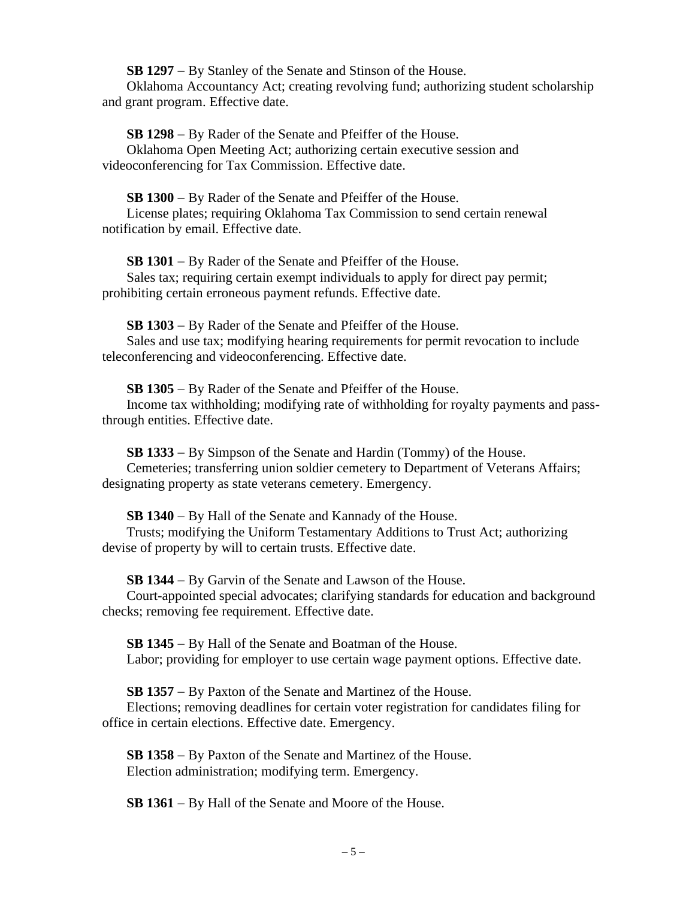**SB 1297** – By Stanley of the Senate and Stinson of the House.
Oklahoma Accountancy Act; creating revolving fund; authorizing student scholarship and grant program. Effective date.

**SB 1298** – By Rader of the Senate and Pfeiffer of the House.
Oklahoma Open Meeting Act; authorizing certain executive session and videoconferencing for Tax Commission. Effective date.

**SB 1300** – By Rader of the Senate and Pfeiffer of the House.
License plates; requiring Oklahoma Tax Commission to send certain renewal notification by email. Effective date.

**SB 1301** – By Rader of the Senate and Pfeiffer of the House.
Sales tax; requiring certain exempt individuals to apply for direct pay permit; prohibiting certain erroneous payment refunds. Effective date.

**SB 1303** – By Rader of the Senate and Pfeiffer of the House.
Sales and use tax; modifying hearing requirements for permit revocation to include teleconferencing and videoconferencing. Effective date.

**SB 1305** – By Rader of the Senate and Pfeiffer of the House.
Income tax withholding; modifying rate of withholding for royalty payments and pass-through entities. Effective date.

**SB 1333** – By Simpson of the Senate and Hardin (Tommy) of the House.
Cemeteries; transferring union soldier cemetery to Department of Veterans Affairs; designating property as state veterans cemetery. Emergency.

**SB 1340** – By Hall of the Senate and Kannady of the House.
Trusts; modifying the Uniform Testamentary Additions to Trust Act; authorizing devise of property by will to certain trusts. Effective date.

**SB 1344** – By Garvin of the Senate and Lawson of the House.
Court-appointed special advocates; clarifying standards for education and background checks; removing fee requirement. Effective date.

**SB 1345** – By Hall of the Senate and Boatman of the House.
Labor; providing for employer to use certain wage payment options. Effective date.

**SB 1357** – By Paxton of the Senate and Martinez of the House.
Elections; removing deadlines for certain voter registration for candidates filing for office in certain elections. Effective date. Emergency.

**SB 1358** – By Paxton of the Senate and Martinez of the House.
Election administration; modifying term. Emergency.

**SB 1361** – By Hall of the Senate and Moore of the House.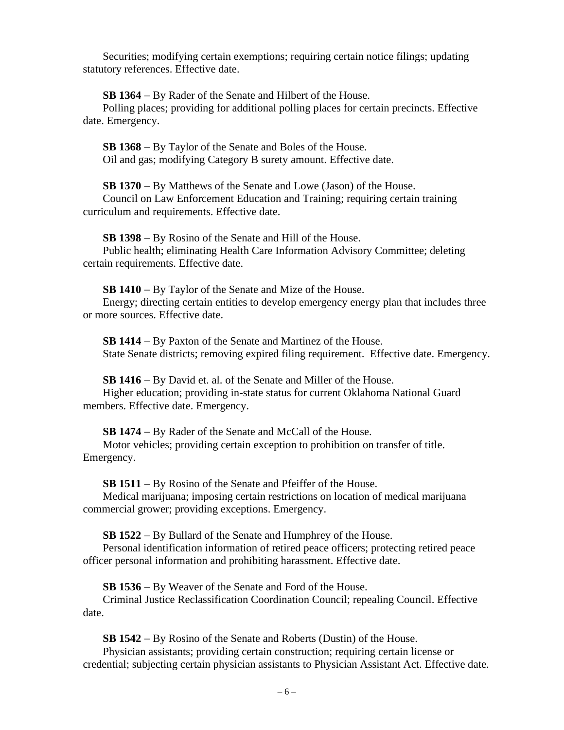Securities; modifying certain exemptions; requiring certain notice filings; updating statutory references. Effective date.

**SB 1364** – By Rader of the Senate and Hilbert of the House.
Polling places; providing for additional polling places for certain precincts. Effective date. Emergency.

**SB 1368** – By Taylor of the Senate and Boles of the House.
Oil and gas; modifying Category B surety amount. Effective date.

**SB 1370** – By Matthews of the Senate and Lowe (Jason) of the House.
Council on Law Enforcement Education and Training; requiring certain training curriculum and requirements. Effective date.

**SB 1398** – By Rosino of the Senate and Hill of the House.
Public health; eliminating Health Care Information Advisory Committee; deleting certain requirements. Effective date.

**SB 1410** – By Taylor of the Senate and Mize of the House.
Energy; directing certain entities to develop emergency energy plan that includes three or more sources. Effective date.

**SB 1414** – By Paxton of the Senate and Martinez of the House.
State Senate districts; removing expired filing requirement. Effective date. Emergency.

**SB 1416** – By David et. al. of the Senate and Miller of the House.
Higher education; providing in-state status for current Oklahoma National Guard members. Effective date. Emergency.

**SB 1474** – By Rader of the Senate and McCall of the House.
Motor vehicles; providing certain exception to prohibition on transfer of title. Emergency.

**SB 1511** – By Rosino of the Senate and Pfeiffer of the House.
Medical marijuana; imposing certain restrictions on location of medical marijuana commercial grower; providing exceptions. Emergency.

**SB 1522** – By Bullard of the Senate and Humphrey of the House.
Personal identification information of retired peace officers; protecting retired peace officer personal information and prohibiting harassment. Effective date.

**SB 1536** – By Weaver of the Senate and Ford of the House.
Criminal Justice Reclassification Coordination Council; repealing Council. Effective date.

**SB 1542** – By Rosino of the Senate and Roberts (Dustin) of the House.
Physician assistants; providing certain construction; requiring certain license or credential; subjecting certain physician assistants to Physician Assistant Act. Effective date.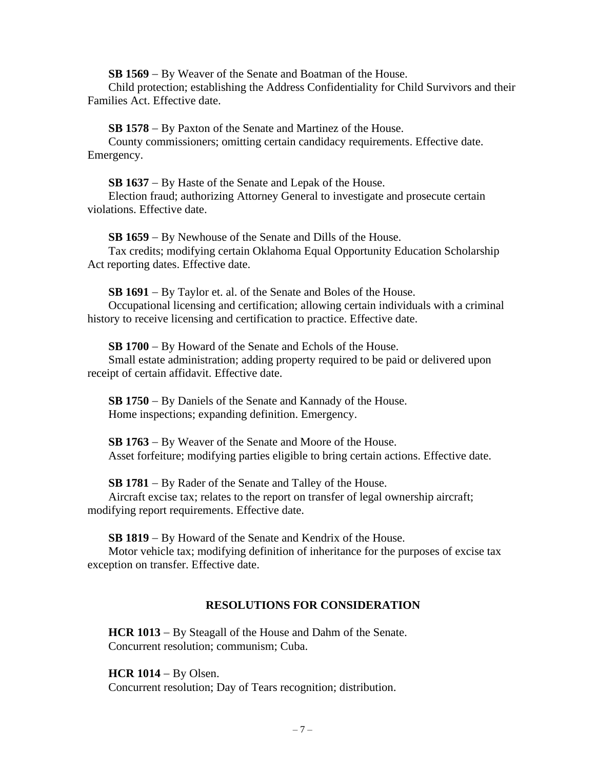**SB 1569** – By Weaver of the Senate and Boatman of the House.
Child protection; establishing the Address Confidentiality for Child Survivors and their Families Act. Effective date.

**SB 1578** – By Paxton of the Senate and Martinez of the House.
County commissioners; omitting certain candidacy requirements. Effective date. Emergency.

**SB 1637** – By Haste of the Senate and Lepak of the House.
Election fraud; authorizing Attorney General to investigate and prosecute certain violations. Effective date.

**SB 1659** – By Newhouse of the Senate and Dills of the House.
Tax credits; modifying certain Oklahoma Equal Opportunity Education Scholarship Act reporting dates. Effective date.

**SB 1691** – By Taylor et. al. of the Senate and Boles of the House.
Occupational licensing and certification; allowing certain individuals with a criminal history to receive licensing and certification to practice. Effective date.

**SB 1700** – By Howard of the Senate and Echols of the House.
Small estate administration; adding property required to be paid or delivered upon receipt of certain affidavit. Effective date.

**SB 1750** – By Daniels of the Senate and Kannady of the House.
Home inspections; expanding definition. Emergency.

**SB 1763** – By Weaver of the Senate and Moore of the House.
Asset forfeiture; modifying parties eligible to bring certain actions. Effective date.

**SB 1781** – By Rader of the Senate and Talley of the House.
Aircraft excise tax; relates to the report on transfer of legal ownership aircraft; modifying report requirements. Effective date.

**SB 1819** – By Howard of the Senate and Kendrix of the House.
Motor vehicle tax; modifying definition of inheritance for the purposes of excise tax exception on transfer. Effective date.

## RESOLUTIONS FOR CONSIDERATION

**HCR 1013** – By Steagall of the House and Dahm of the Senate.
Concurrent resolution; communism; Cuba.

**HCR 1014** – By Olsen.
Concurrent resolution; Day of Tears recognition; distribution.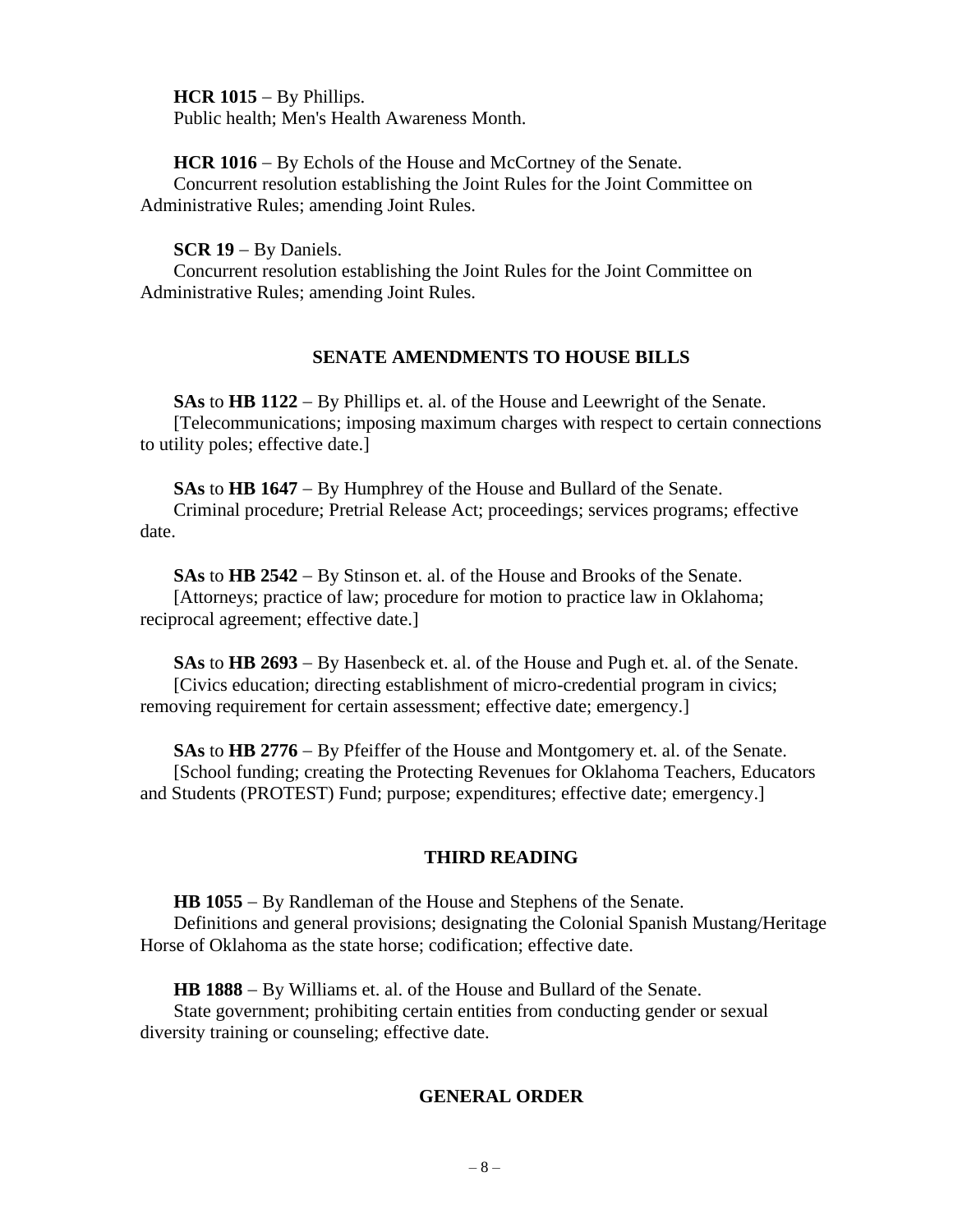**HCR 1015** – By Phillips.
Public health; Men's Health Awareness Month.

**HCR 1016** – By Echols of the House and McCortney of the Senate.
Concurrent resolution establishing the Joint Rules for the Joint Committee on Administrative Rules; amending Joint Rules.

**SCR 19** – By Daniels.
Concurrent resolution establishing the Joint Rules for the Joint Committee on Administrative Rules; amending Joint Rules.

## SENATE AMENDMENTS TO HOUSE BILLS

**SAs** to **HB 1122** – By Phillips et. al. of the House and Leewright of the Senate.
[Telecommunications; imposing maximum charges with respect to certain connections to utility poles; effective date.]

**SAs** to **HB 1647** – By Humphrey of the House and Bullard of the Senate.
Criminal procedure; Pretrial Release Act; proceedings; services programs; effective date.

**SAs** to **HB 2542** – By Stinson et. al. of the House and Brooks of the Senate.
[Attorneys; practice of law; procedure for motion to practice law in Oklahoma; reciprocal agreement; effective date.]

**SAs** to **HB 2693** – By Hasenbeck et. al. of the House and Pugh et. al. of the Senate.
[Civics education; directing establishment of micro-credential program in civics; removing requirement for certain assessment; effective date; emergency.]

**SAs** to **HB 2776** – By Pfeiffer of the House and Montgomery et. al. of the Senate.
[School funding; creating the Protecting Revenues for Oklahoma Teachers, Educators and Students (PROTEST) Fund; purpose; expenditures; effective date; emergency.]

## THIRD READING

**HB 1055** – By Randleman of the House and Stephens of the Senate.
Definitions and general provisions; designating the Colonial Spanish Mustang/Heritage Horse of Oklahoma as the state horse; codification; effective date.

**HB 1888** – By Williams et. al. of the House and Bullard of the Senate.
State government; prohibiting certain entities from conducting gender or sexual diversity training or counseling; effective date.

## GENERAL ORDER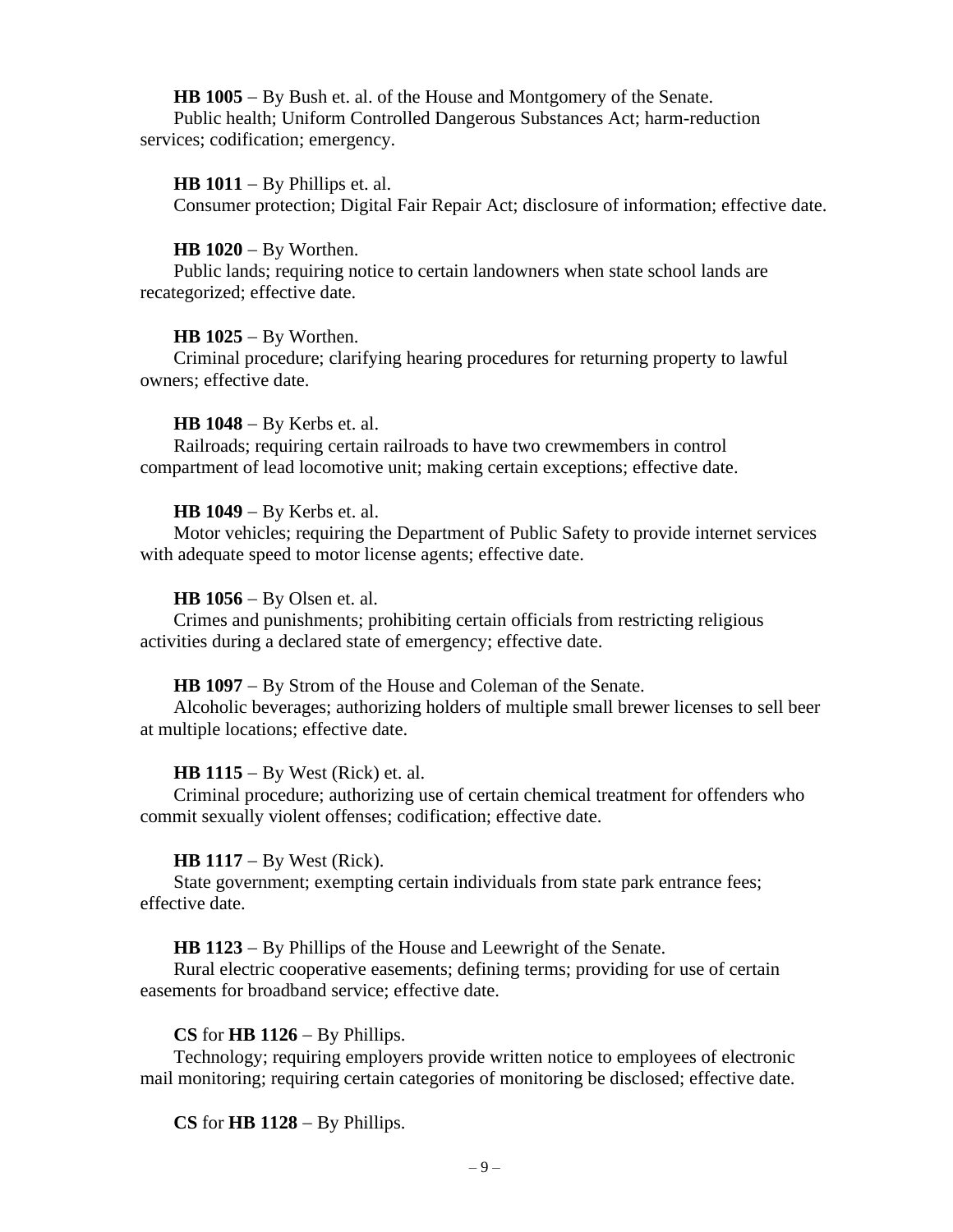**HB 1005** – By Bush et. al. of the House and Montgomery of the Senate.
Public health; Uniform Controlled Dangerous Substances Act; harm-reduction services; codification; emergency.

**HB 1011** – By Phillips et. al.
Consumer protection; Digital Fair Repair Act; disclosure of information; effective date.

**HB 1020** – By Worthen.
Public lands; requiring notice to certain landowners when state school lands are recategorized; effective date.

**HB 1025** – By Worthen.
Criminal procedure; clarifying hearing procedures for returning property to lawful owners; effective date.

**HB 1048** – By Kerbs et. al.
Railroads; requiring certain railroads to have two crewmembers in control compartment of lead locomotive unit; making certain exceptions; effective date.

**HB 1049** – By Kerbs et. al.
Motor vehicles; requiring the Department of Public Safety to provide internet services with adequate speed to motor license agents; effective date.

**HB 1056** – By Olsen et. al.
Crimes and punishments; prohibiting certain officials from restricting religious activities during a declared state of emergency; effective date.

**HB 1097** – By Strom of the House and Coleman of the Senate.
Alcoholic beverages; authorizing holders of multiple small brewer licenses to sell beer at multiple locations; effective date.

**HB 1115** – By West (Rick) et. al.
Criminal procedure; authorizing use of certain chemical treatment for offenders who commit sexually violent offenses; codification; effective date.

**HB 1117** – By West (Rick).
State government; exempting certain individuals from state park entrance fees; effective date.

**HB 1123** – By Phillips of the House and Leewright of the Senate.
Rural electric cooperative easements; defining terms; providing for use of certain easements for broadband service; effective date.

**CS** for **HB 1126** – By Phillips.
Technology; requiring employers provide written notice to employees of electronic mail monitoring; requiring certain categories of monitoring be disclosed; effective date.

**CS** for **HB 1128** – By Phillips.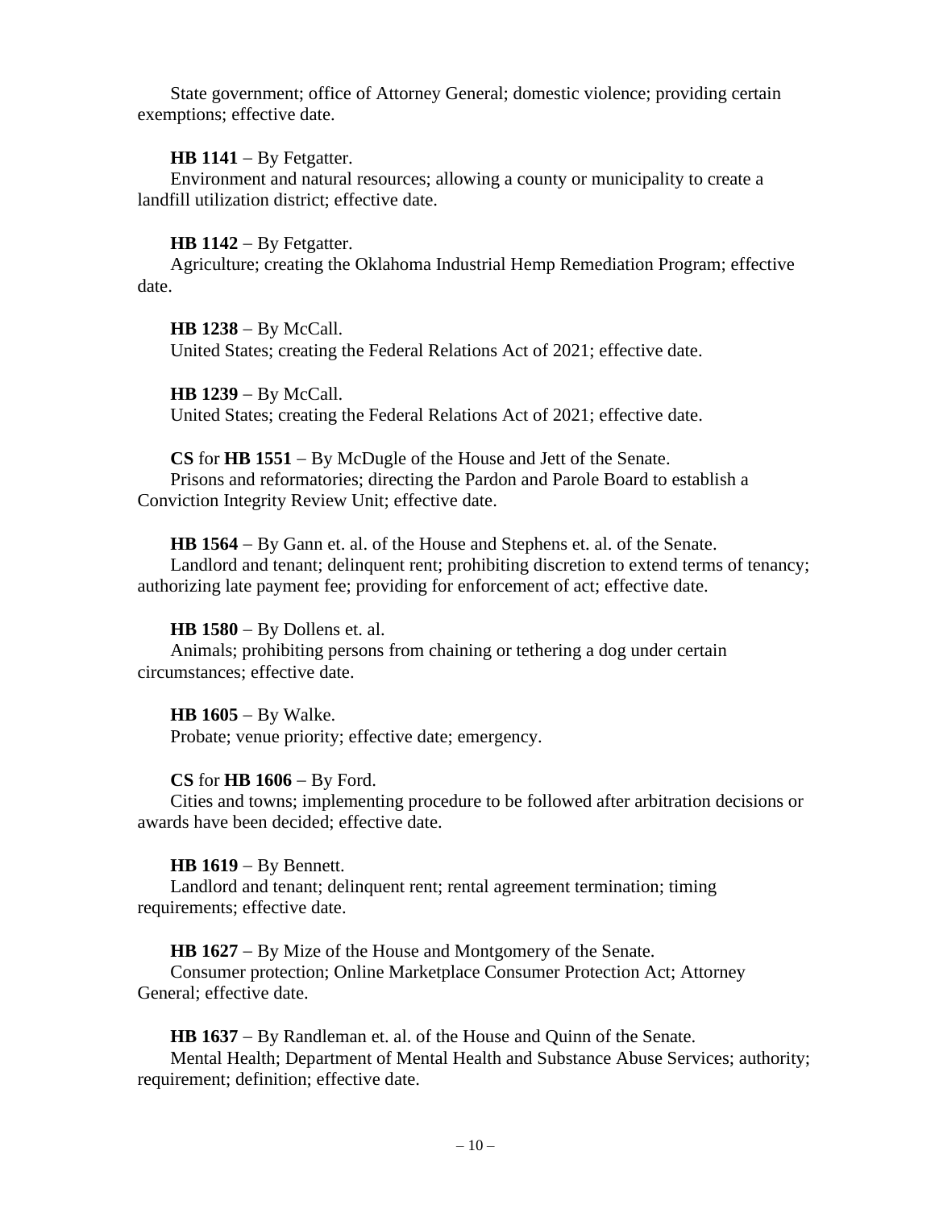State government; office of Attorney General; domestic violence; providing certain exemptions; effective date.

**HB 1141** – By Fetgatter.
Environment and natural resources; allowing a county or municipality to create a landfill utilization district; effective date.

**HB 1142** – By Fetgatter.
Agriculture; creating the Oklahoma Industrial Hemp Remediation Program; effective date.

**HB 1238** – By McCall.
United States; creating the Federal Relations Act of 2021; effective date.

**HB 1239** – By McCall.
United States; creating the Federal Relations Act of 2021; effective date.

**CS** for **HB 1551** – By McDugle of the House and Jett of the Senate.
Prisons and reformatories; directing the Pardon and Parole Board to establish a Conviction Integrity Review Unit; effective date.

**HB 1564** – By Gann et. al. of the House and Stephens et. al. of the Senate.
Landlord and tenant; delinquent rent; prohibiting discretion to extend terms of tenancy; authorizing late payment fee; providing for enforcement of act; effective date.

**HB 1580** – By Dollens et. al.
Animals; prohibiting persons from chaining or tethering a dog under certain circumstances; effective date.

**HB 1605** – By Walke.
Probate; venue priority; effective date; emergency.

**CS** for **HB 1606** – By Ford.
Cities and towns; implementing procedure to be followed after arbitration decisions or awards have been decided; effective date.

**HB 1619** – By Bennett.
Landlord and tenant; delinquent rent; rental agreement termination; timing requirements; effective date.

**HB 1627** – By Mize of the House and Montgomery of the Senate.
Consumer protection; Online Marketplace Consumer Protection Act; Attorney General; effective date.

**HB 1637** – By Randleman et. al. of the House and Quinn of the Senate.
Mental Health; Department of Mental Health and Substance Abuse Services; authority; requirement; definition; effective date.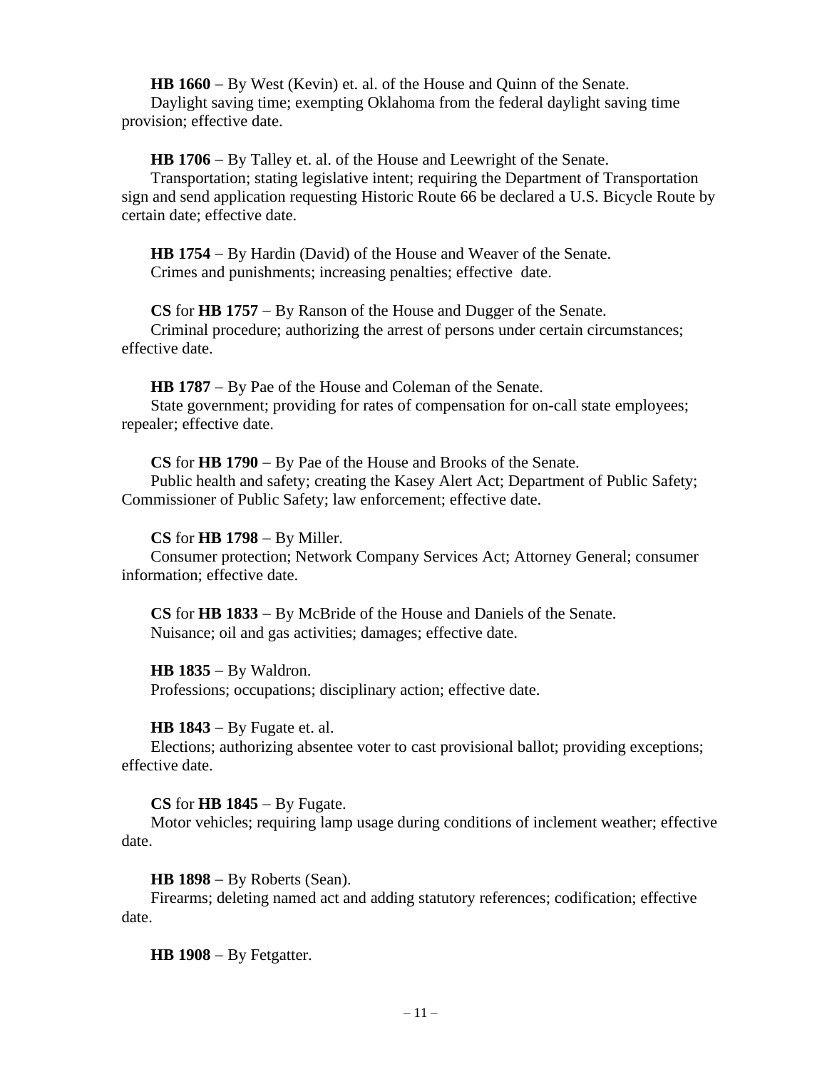**HB 1660** – By West (Kevin) et. al. of the House and Quinn of the Senate.
Daylight saving time; exempting Oklahoma from the federal daylight saving time provision; effective date.

**HB 1706** – By Talley et. al. of the House and Leewright of the Senate.
Transportation; stating legislative intent; requiring the Department of Transportation sign and send application requesting Historic Route 66 be declared a U.S. Bicycle Route by certain date; effective date.

**HB 1754** – By Hardin (David) of the House and Weaver of the Senate.
Crimes and punishments; increasing penalties; effective date.

**CS** for **HB 1757** – By Ranson of the House and Dugger of the Senate.
Criminal procedure; authorizing the arrest of persons under certain circumstances; effective date.

**HB 1787** – By Pae of the House and Coleman of the Senate.
State government; providing for rates of compensation for on-call state employees; repealer; effective date.

**CS** for **HB 1790** – By Pae of the House and Brooks of the Senate.
Public health and safety; creating the Kasey Alert Act; Department of Public Safety; Commissioner of Public Safety; law enforcement; effective date.

**CS** for **HB 1798** – By Miller.
Consumer protection; Network Company Services Act; Attorney General; consumer information; effective date.

**CS** for **HB 1833** – By McBride of the House and Daniels of the Senate.
Nuisance; oil and gas activities; damages; effective date.

**HB 1835** – By Waldron.
Professions; occupations; disciplinary action; effective date.

**HB 1843** – By Fugate et. al.
Elections; authorizing absentee voter to cast provisional ballot; providing exceptions; effective date.

**CS** for **HB 1845** – By Fugate.
Motor vehicles; requiring lamp usage during conditions of inclement weather; effective date.

**HB 1898** – By Roberts (Sean).
Firearms; deleting named act and adding statutory references; codification; effective date.

**HB 1908** – By Fetgatter.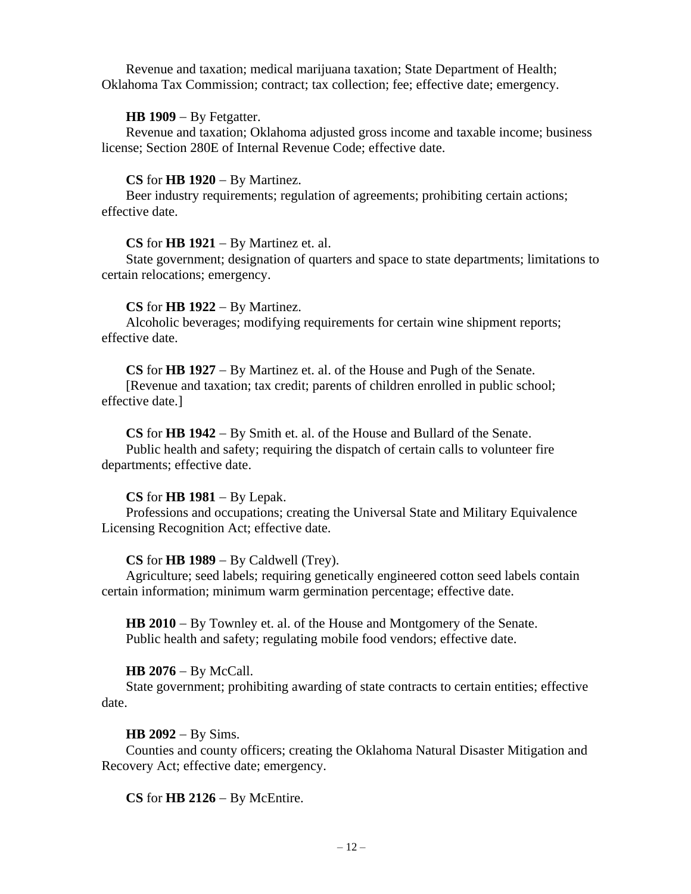Revenue and taxation; medical marijuana taxation; State Department of Health; Oklahoma Tax Commission; contract; tax collection; fee; effective date; emergency.

**HB 1909** – By Fetgatter.
Revenue and taxation; Oklahoma adjusted gross income and taxable income; business license; Section 280E of Internal Revenue Code; effective date.

**CS** for **HB 1920** – By Martinez.
Beer industry requirements; regulation of agreements; prohibiting certain actions; effective date.

**CS** for **HB 1921** – By Martinez et. al.
State government; designation of quarters and space to state departments; limitations to certain relocations; emergency.

**CS** for **HB 1922** – By Martinez.
Alcoholic beverages; modifying requirements for certain wine shipment reports; effective date.

**CS** for **HB 1927** – By Martinez et. al. of the House and Pugh of the Senate.
[Revenue and taxation; tax credit; parents of children enrolled in public school; effective date.]

**CS** for **HB 1942** – By Smith et. al. of the House and Bullard of the Senate.
Public health and safety; requiring the dispatch of certain calls to volunteer fire departments; effective date.

**CS** for **HB 1981** – By Lepak.
Professions and occupations; creating the Universal State and Military Equivalence Licensing Recognition Act; effective date.

**CS** for **HB 1989** – By Caldwell (Trey).
Agriculture; seed labels; requiring genetically engineered cotton seed labels contain certain information; minimum warm germination percentage; effective date.

**HB 2010** – By Townley et. al. of the House and Montgomery of the Senate.
Public health and safety; regulating mobile food vendors; effective date.

**HB 2076** – By McCall.
State government; prohibiting awarding of state contracts to certain entities; effective date.

**HB 2092** – By Sims.
Counties and county officers; creating the Oklahoma Natural Disaster Mitigation and Recovery Act; effective date; emergency.

**CS** for **HB 2126** – By McEntire.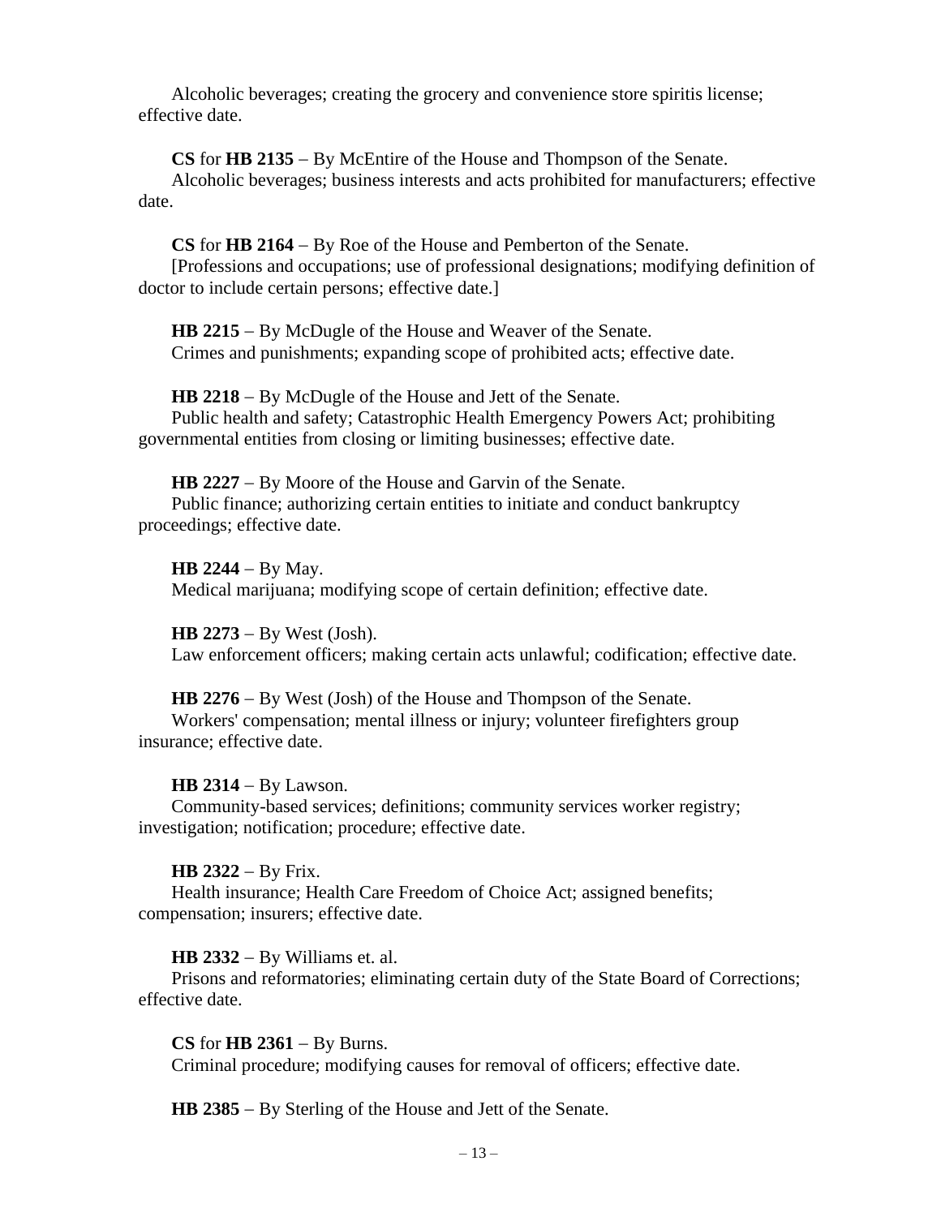Alcoholic beverages; creating the grocery and convenience store spiritis license; effective date.

**CS** for **HB 2135** – By McEntire of the House and Thompson of the Senate.
Alcoholic beverages; business interests and acts prohibited for manufacturers; effective date.

**CS** for **HB 2164** – By Roe of the House and Pemberton of the Senate.
[Professions and occupations; use of professional designations; modifying definition of doctor to include certain persons; effective date.]

**HB 2215** – By McDugle of the House and Weaver of the Senate.
Crimes and punishments; expanding scope of prohibited acts; effective date.

**HB 2218** – By McDugle of the House and Jett of the Senate.
Public health and safety; Catastrophic Health Emergency Powers Act; prohibiting governmental entities from closing or limiting businesses; effective date.

**HB 2227** – By Moore of the House and Garvin of the Senate.
Public finance; authorizing certain entities to initiate and conduct bankruptcy proceedings; effective date.

**HB 2244** – By May.
Medical marijuana; modifying scope of certain definition; effective date.

**HB 2273** – By West (Josh).
Law enforcement officers; making certain acts unlawful; codification; effective date.

**HB 2276** – By West (Josh) of the House and Thompson of the Senate.
Workers' compensation; mental illness or injury; volunteer firefighters group insurance; effective date.

**HB 2314** – By Lawson.
Community-based services; definitions; community services worker registry; investigation; notification; procedure; effective date.

**HB 2322** – By Frix.
Health insurance; Health Care Freedom of Choice Act; assigned benefits; compensation; insurers; effective date.

**HB 2332** – By Williams et. al.
Prisons and reformatories; eliminating certain duty of the State Board of Corrections; effective date.

**CS** for **HB 2361** – By Burns.
Criminal procedure; modifying causes for removal of officers; effective date.

**HB 2385** – By Sterling of the House and Jett of the Senate.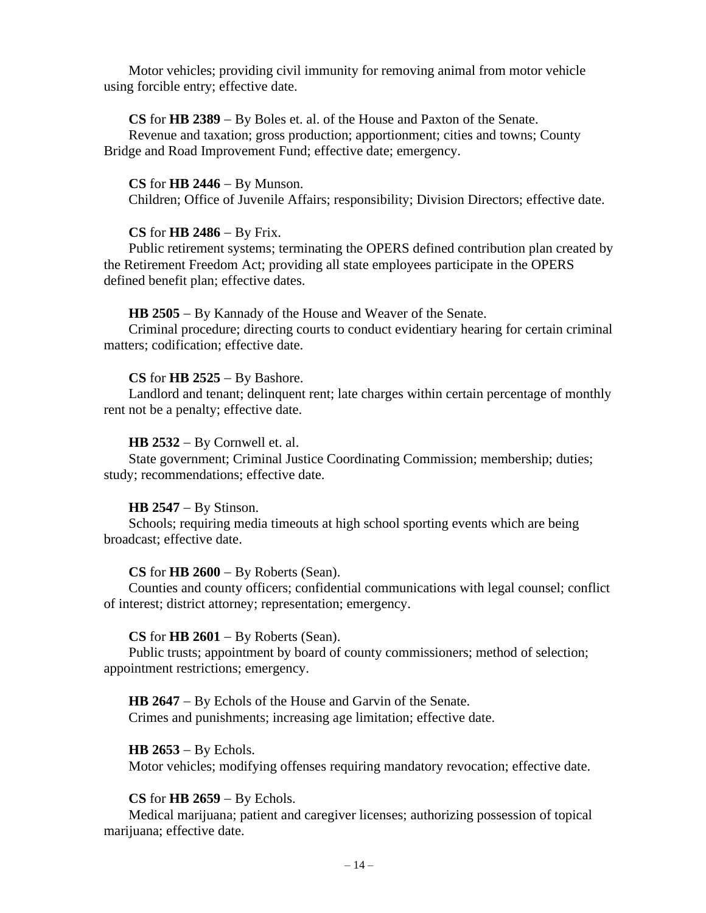Motor vehicles; providing civil immunity for removing animal from motor vehicle using forcible entry; effective date.

**CS** for **HB 2389** – By Boles et. al. of the House and Paxton of the Senate.
Revenue and taxation; gross production; apportionment; cities and towns; County Bridge and Road Improvement Fund; effective date; emergency.

**CS** for **HB 2446** – By Munson.
Children; Office of Juvenile Affairs; responsibility; Division Directors; effective date.

**CS** for **HB 2486** – By Frix.
Public retirement systems; terminating the OPERS defined contribution plan created by the Retirement Freedom Act; providing all state employees participate in the OPERS defined benefit plan; effective dates.

**HB 2505** – By Kannady of the House and Weaver of the Senate.
Criminal procedure; directing courts to conduct evidentiary hearing for certain criminal matters; codification; effective date.

**CS** for **HB 2525** – By Bashore.
Landlord and tenant; delinquent rent; late charges within certain percentage of monthly rent not be a penalty; effective date.

**HB 2532** – By Cornwell et. al.
State government; Criminal Justice Coordinating Commission; membership; duties; study; recommendations; effective date.

**HB 2547** – By Stinson.
Schools; requiring media timeouts at high school sporting events which are being broadcast; effective date.

**CS** for **HB 2600** – By Roberts (Sean).
Counties and county officers; confidential communications with legal counsel; conflict of interest; district attorney; representation; emergency.

**CS** for **HB 2601** – By Roberts (Sean).
Public trusts; appointment by board of county commissioners; method of selection; appointment restrictions; emergency.

**HB 2647** – By Echols of the House and Garvin of the Senate.
Crimes and punishments; increasing age limitation; effective date.

**HB 2653** – By Echols.
Motor vehicles; modifying offenses requiring mandatory revocation; effective date.

**CS** for **HB 2659** – By Echols.
Medical marijuana; patient and caregiver licenses; authorizing possession of topical marijuana; effective date.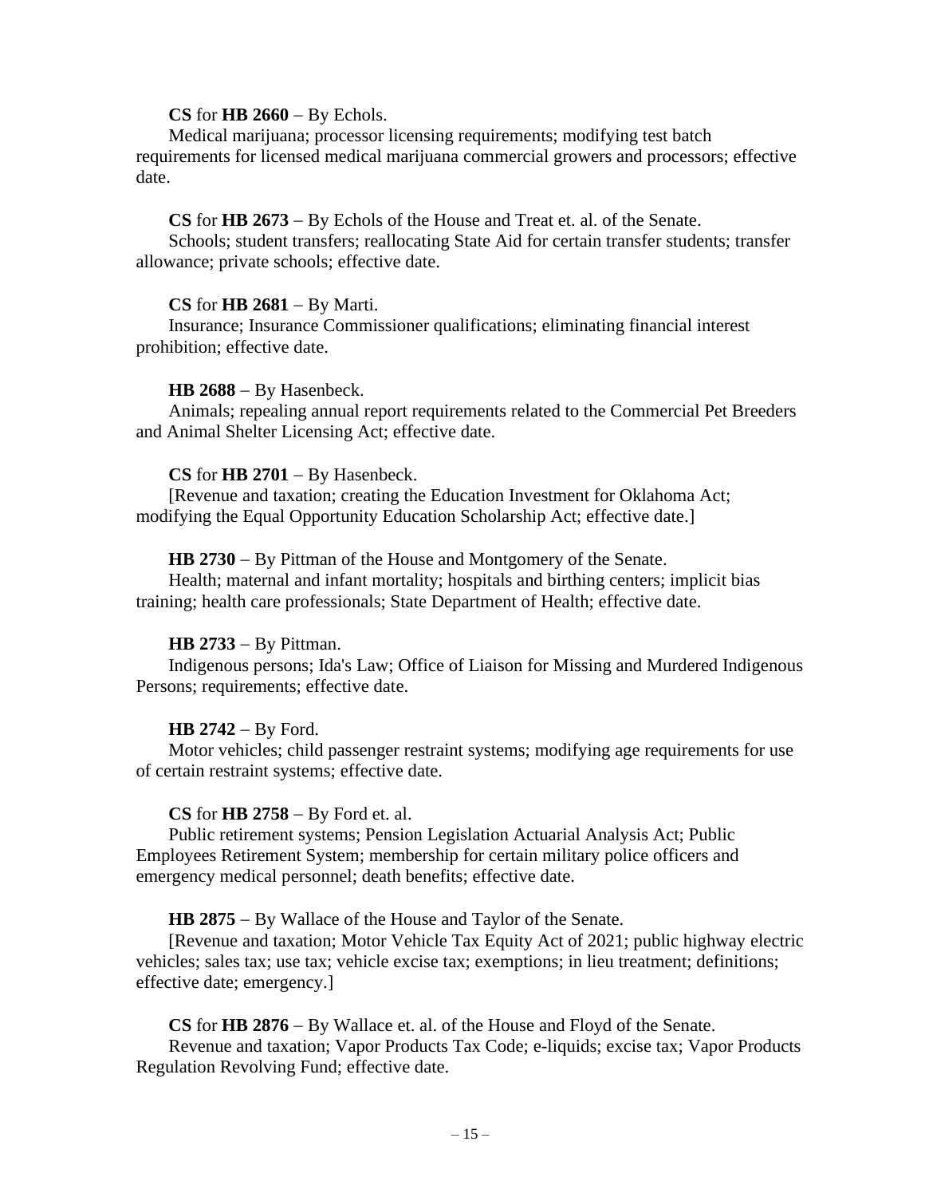**CS** for **HB 2660** – By Echols.

Medical marijuana; processor licensing requirements; modifying test batch requirements for licensed medical marijuana commercial growers and processors; effective date.

**CS** for **HB 2673** – By Echols of the House and Treat et. al. of the Senate.

Schools; student transfers; reallocating State Aid for certain transfer students; transfer allowance; private schools; effective date.

**CS** for **HB 2681** – By Marti.

Insurance; Insurance Commissioner qualifications; eliminating financial interest prohibition; effective date.

**HB 2688** – By Hasenbeck.

Animals; repealing annual report requirements related to the Commercial Pet Breeders and Animal Shelter Licensing Act; effective date.

**CS** for **HB 2701** – By Hasenbeck.

[Revenue and taxation; creating the Education Investment for Oklahoma Act; modifying the Equal Opportunity Education Scholarship Act; effective date.]

**HB 2730** – By Pittman of the House and Montgomery of the Senate.

Health; maternal and infant mortality; hospitals and birthing centers; implicit bias training; health care professionals; State Department of Health; effective date.

**HB 2733** – By Pittman.

Indigenous persons; Ida's Law; Office of Liaison for Missing and Murdered Indigenous Persons; requirements; effective date.

**HB 2742** – By Ford.

Motor vehicles; child passenger restraint systems; modifying age requirements for use of certain restraint systems; effective date.

**CS** for **HB 2758** – By Ford et. al.

Public retirement systems; Pension Legislation Actuarial Analysis Act; Public Employees Retirement System; membership for certain military police officers and emergency medical personnel; death benefits; effective date.

**HB 2875** – By Wallace of the House and Taylor of the Senate.

[Revenue and taxation; Motor Vehicle Tax Equity Act of 2021; public highway electric vehicles; sales tax; use tax; vehicle excise tax; exemptions; in lieu treatment; definitions; effective date; emergency.]

**CS** for **HB 2876** – By Wallace et. al. of the House and Floyd of the Senate.

Revenue and taxation; Vapor Products Tax Code; e-liquids; excise tax; Vapor Products Regulation Revolving Fund; effective date.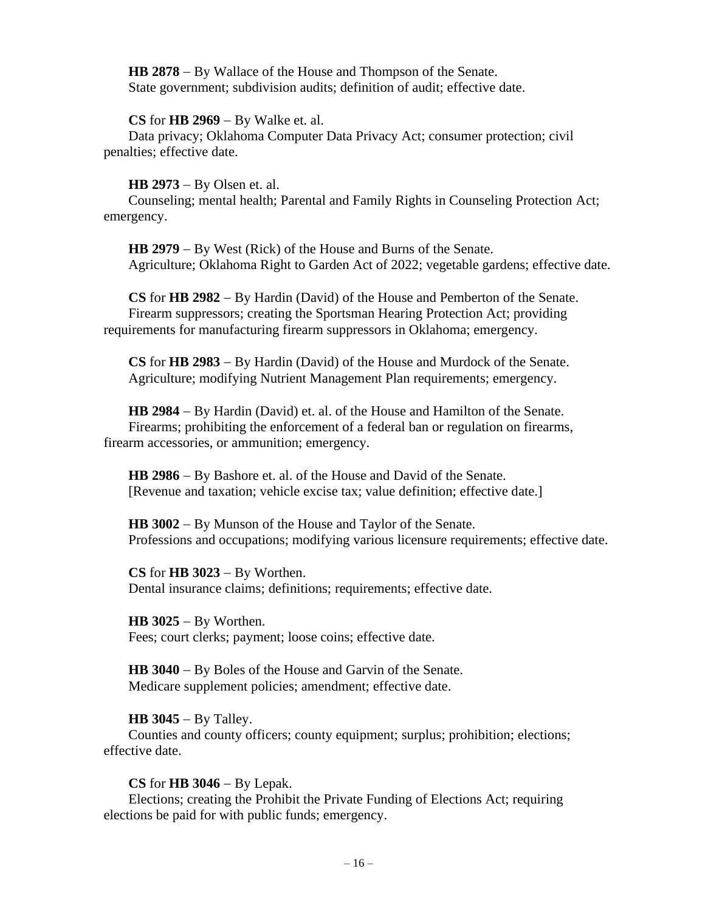**HB 2878** – By Wallace of the House and Thompson of the Senate.
State government; subdivision audits; definition of audit; effective date.

**CS** for **HB 2969** – By Walke et. al.
Data privacy; Oklahoma Computer Data Privacy Act; consumer protection; civil penalties; effective date.

**HB 2973** – By Olsen et. al.
Counseling; mental health; Parental and Family Rights in Counseling Protection Act; emergency.

**HB 2979** – By West (Rick) of the House and Burns of the Senate.
Agriculture; Oklahoma Right to Garden Act of 2022; vegetable gardens; effective date.

**CS** for **HB 2982** – By Hardin (David) of the House and Pemberton of the Senate.
Firearm suppressors; creating the Sportsman Hearing Protection Act; providing requirements for manufacturing firearm suppressors in Oklahoma; emergency.

**CS** for **HB 2983** – By Hardin (David) of the House and Murdock of the Senate.
Agriculture; modifying Nutrient Management Plan requirements; emergency.

**HB 2984** – By Hardin (David) et. al. of the House and Hamilton of the Senate.
Firearms; prohibiting the enforcement of a federal ban or regulation on firearms, firearm accessories, or ammunition; emergency.

**HB 2986** – By Bashore et. al. of the House and David of the Senate.
[Revenue and taxation; vehicle excise tax; value definition; effective date.]

**HB 3002** – By Munson of the House and Taylor of the Senate.
Professions and occupations; modifying various licensure requirements; effective date.

**CS** for **HB 3023** – By Worthen.
Dental insurance claims; definitions; requirements; effective date.

**HB 3025** – By Worthen.
Fees; court clerks; payment; loose coins; effective date.

**HB 3040** – By Boles of the House and Garvin of the Senate.
Medicare supplement policies; amendment; effective date.

**HB 3045** – By Talley.
Counties and county officers; county equipment; surplus; prohibition; elections; effective date.

**CS** for **HB 3046** – By Lepak.
Elections; creating the Prohibit the Private Funding of Elections Act; requiring elections be paid for with public funds; emergency.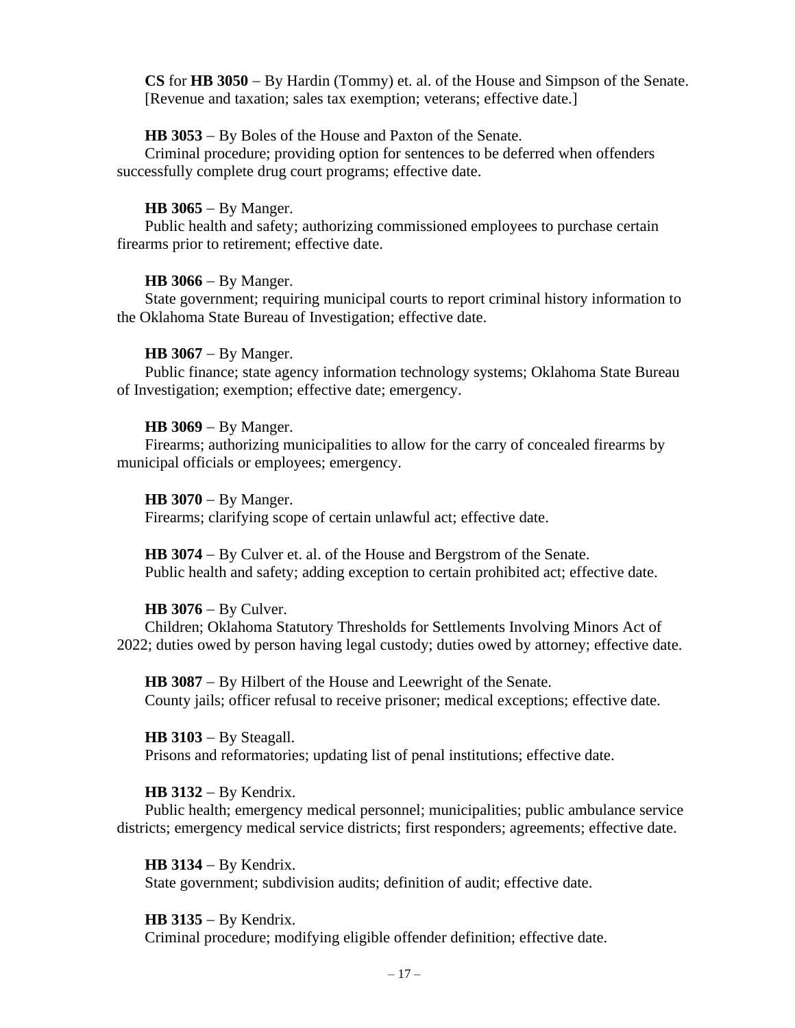**CS** for **HB 3050** – By Hardin (Tommy) et. al. of the House and Simpson of the Senate.
[Revenue and taxation; sales tax exemption; veterans; effective date.]

**HB 3053** – By Boles of the House and Paxton of the Senate.
Criminal procedure; providing option for sentences to be deferred when offenders successfully complete drug court programs; effective date.

**HB 3065** – By Manger.
Public health and safety; authorizing commissioned employees to purchase certain firearms prior to retirement; effective date.

**HB 3066** – By Manger.
State government; requiring municipal courts to report criminal history information to the Oklahoma State Bureau of Investigation; effective date.

**HB 3067** – By Manger.
Public finance; state agency information technology systems; Oklahoma State Bureau of Investigation; exemption; effective date; emergency.

**HB 3069** – By Manger.
Firearms; authorizing municipalities to allow for the carry of concealed firearms by municipal officials or employees; emergency.

**HB 3070** – By Manger.
Firearms; clarifying scope of certain unlawful act; effective date.

**HB 3074** – By Culver et. al. of the House and Bergstrom of the Senate.
Public health and safety; adding exception to certain prohibited act; effective date.

**HB 3076** – By Culver.
Children; Oklahoma Statutory Thresholds for Settlements Involving Minors Act of 2022; duties owed by person having legal custody; duties owed by attorney; effective date.

**HB 3087** – By Hilbert of the House and Leewright of the Senate.
County jails; officer refusal to receive prisoner; medical exceptions; effective date.

**HB 3103** – By Steagall.
Prisons and reformatories; updating list of penal institutions; effective date.

**HB 3132** – By Kendrix.
Public health; emergency medical personnel; municipalities; public ambulance service districts; emergency medical service districts; first responders; agreements; effective date.

**HB 3134** – By Kendrix.
State government; subdivision audits; definition of audit; effective date.

**HB 3135** – By Kendrix.
Criminal procedure; modifying eligible offender definition; effective date.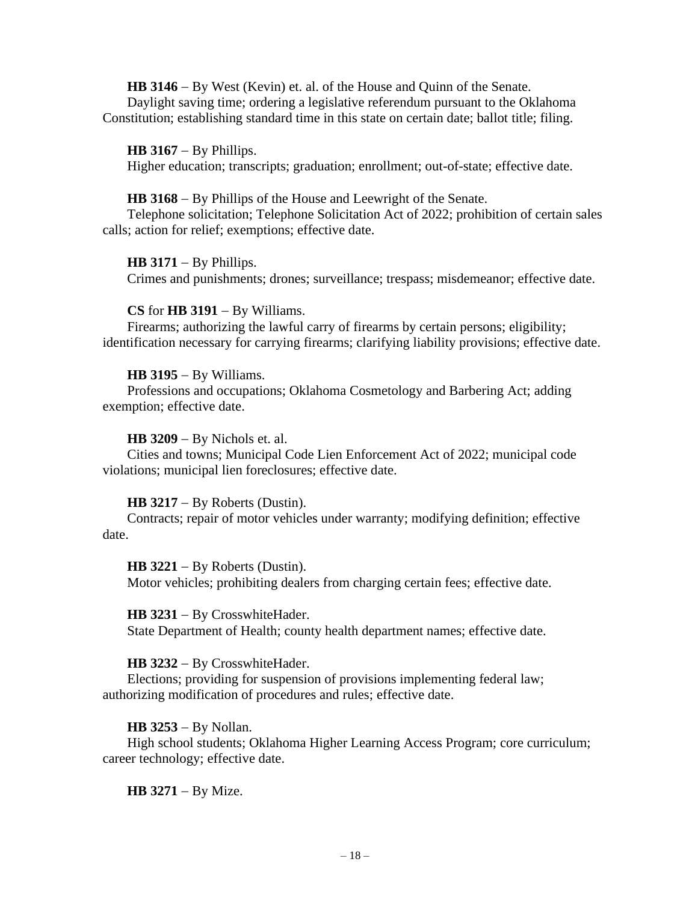**HB 3146** – By West (Kevin) et. al. of the House and Quinn of the Senate.
Daylight saving time; ordering a legislative referendum pursuant to the Oklahoma Constitution; establishing standard time in this state on certain date; ballot title; filing.

**HB 3167** – By Phillips.
Higher education; transcripts; graduation; enrollment; out-of-state; effective date.

**HB 3168** – By Phillips of the House and Leewright of the Senate.
Telephone solicitation; Telephone Solicitation Act of 2022; prohibition of certain sales calls; action for relief; exemptions; effective date.

**HB 3171** – By Phillips.
Crimes and punishments; drones; surveillance; trespass; misdemeanor; effective date.

**CS** for **HB 3191** – By Williams.
Firearms; authorizing the lawful carry of firearms by certain persons; eligibility; identification necessary for carrying firearms; clarifying liability provisions; effective date.

**HB 3195** – By Williams.
Professions and occupations; Oklahoma Cosmetology and Barbering Act; adding exemption; effective date.

**HB 3209** – By Nichols et. al.
Cities and towns; Municipal Code Lien Enforcement Act of 2022; municipal code violations; municipal lien foreclosures; effective date.

**HB 3217** – By Roberts (Dustin).
Contracts; repair of motor vehicles under warranty; modifying definition; effective date.

**HB 3221** – By Roberts (Dustin).
Motor vehicles; prohibiting dealers from charging certain fees; effective date.

**HB 3231** – By CrosswhiteHader.
State Department of Health; county health department names; effective date.

**HB 3232** – By CrosswhiteHader.
Elections; providing for suspension of provisions implementing federal law; authorizing modification of procedures and rules; effective date.

**HB 3253** – By Nollan.
High school students; Oklahoma Higher Learning Access Program; core curriculum; career technology; effective date.

**HB 3271** – By Mize.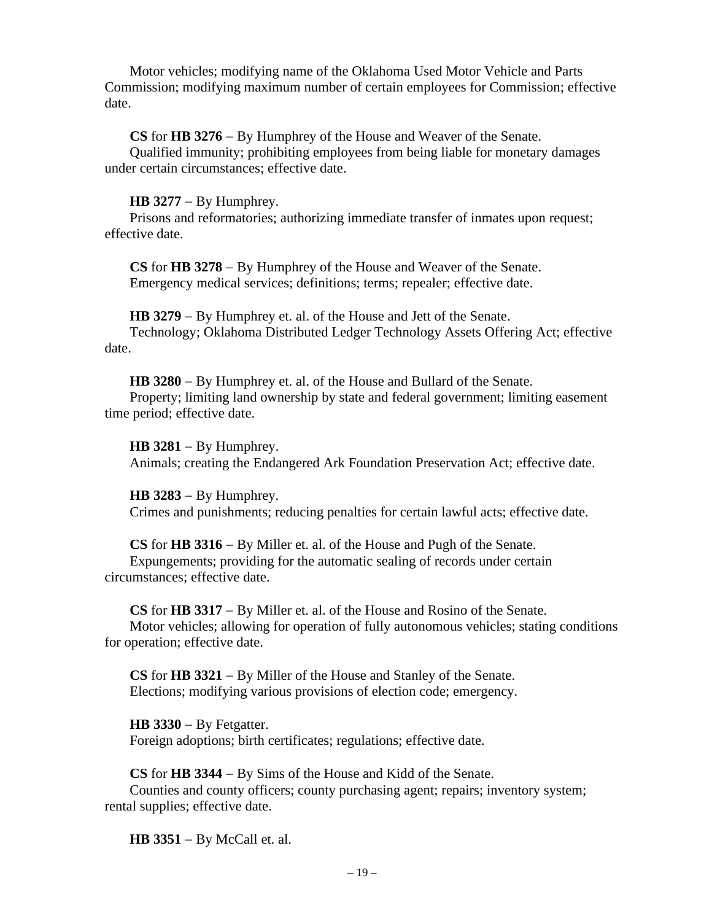Motor vehicles; modifying name of the Oklahoma Used Motor Vehicle and Parts Commission; modifying maximum number of certain employees for Commission; effective date.

**CS** for **HB 3276** − By Humphrey of the House and Weaver of the Senate.
Qualified immunity; prohibiting employees from being liable for monetary damages under certain circumstances; effective date.

**HB 3277** − By Humphrey.
Prisons and reformatories; authorizing immediate transfer of inmates upon request; effective date.

**CS** for **HB 3278** − By Humphrey of the House and Weaver of the Senate.
Emergency medical services; definitions; terms; repealer; effective date.

**HB 3279** − By Humphrey et. al. of the House and Jett of the Senate.
Technology; Oklahoma Distributed Ledger Technology Assets Offering Act; effective date.

**HB 3280** − By Humphrey et. al. of the House and Bullard of the Senate.
Property; limiting land ownership by state and federal government; limiting easement time period; effective date.

**HB 3281** − By Humphrey.
Animals; creating the Endangered Ark Foundation Preservation Act; effective date.

**HB 3283** − By Humphrey.
Crimes and punishments; reducing penalties for certain lawful acts; effective date.

**CS** for **HB 3316** − By Miller et. al. of the House and Pugh of the Senate.
Expungements; providing for the automatic sealing of records under certain circumstances; effective date.

**CS** for **HB 3317** − By Miller et. al. of the House and Rosino of the Senate.
Motor vehicles; allowing for operation of fully autonomous vehicles; stating conditions for operation; effective date.

**CS** for **HB 3321** − By Miller of the House and Stanley of the Senate.
Elections; modifying various provisions of election code; emergency.

**HB 3330** − By Fetgatter.
Foreign adoptions; birth certificates; regulations; effective date.

**CS** for **HB 3344** − By Sims of the House and Kidd of the Senate.
Counties and county officers; county purchasing agent; repairs; inventory system; rental supplies; effective date.

**HB 3351** − By McCall et. al.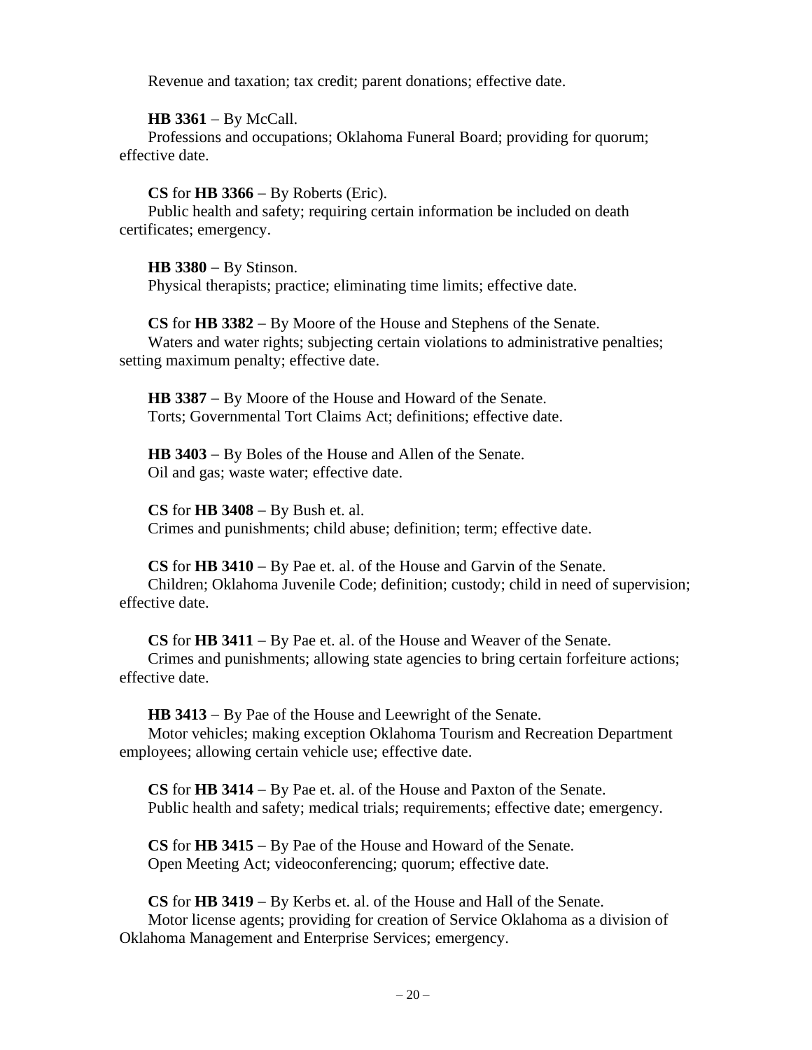Revenue and taxation; tax credit; parent donations; effective date.

**HB 3361** – By McCall.
Professions and occupations; Oklahoma Funeral Board; providing for quorum; effective date.

**CS** for **HB 3366** – By Roberts (Eric).
Public health and safety; requiring certain information be included on death certificates; emergency.

**HB 3380** – By Stinson.
Physical therapists; practice; eliminating time limits; effective date.

**CS** for **HB 3382** – By Moore of the House and Stephens of the Senate.
Waters and water rights; subjecting certain violations to administrative penalties; setting maximum penalty; effective date.

**HB 3387** – By Moore of the House and Howard of the Senate.
Torts; Governmental Tort Claims Act; definitions; effective date.

**HB 3403** – By Boles of the House and Allen of the Senate.
Oil and gas; waste water; effective date.

**CS** for **HB 3408** – By Bush et. al.
Crimes and punishments; child abuse; definition; term; effective date.

**CS** for **HB 3410** – By Pae et. al. of the House and Garvin of the Senate.
Children; Oklahoma Juvenile Code; definition; custody; child in need of supervision; effective date.

**CS** for **HB 3411** – By Pae et. al. of the House and Weaver of the Senate.
Crimes and punishments; allowing state agencies to bring certain forfeiture actions; effective date.

**HB 3413** – By Pae of the House and Leewright of the Senate.
Motor vehicles; making exception Oklahoma Tourism and Recreation Department employees; allowing certain vehicle use; effective date.

**CS** for **HB 3414** – By Pae et. al. of the House and Paxton of the Senate.
Public health and safety; medical trials; requirements; effective date; emergency.

**CS** for **HB 3415** – By Pae of the House and Howard of the Senate.
Open Meeting Act; videoconferencing; quorum; effective date.

**CS** for **HB 3419** – By Kerbs et. al. of the House and Hall of the Senate.
Motor license agents; providing for creation of Service Oklahoma as a division of Oklahoma Management and Enterprise Services; emergency.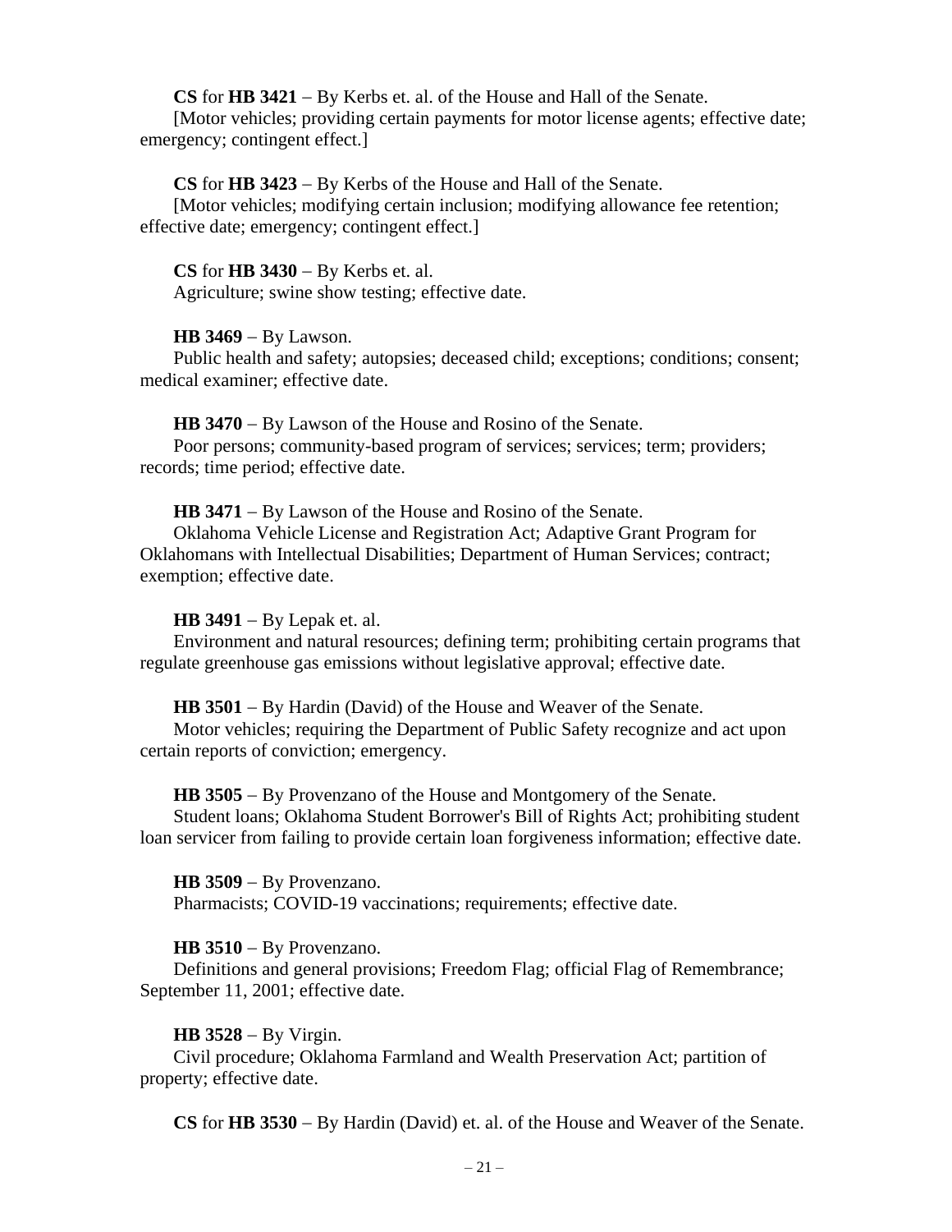**CS** for **HB 3421** – By Kerbs et. al. of the House and Hall of the Senate.
[Motor vehicles; providing certain payments for motor license agents; effective date; emergency; contingent effect.]

**CS** for **HB 3423** – By Kerbs of the House and Hall of the Senate.
[Motor vehicles; modifying certain inclusion; modifying allowance fee retention; effective date; emergency; contingent effect.]

**CS** for **HB 3430** – By Kerbs et. al.
Agriculture; swine show testing; effective date.

**HB 3469** – By Lawson.
Public health and safety; autopsies; deceased child; exceptions; conditions; consent; medical examiner; effective date.

**HB 3470** – By Lawson of the House and Rosino of the Senate.
Poor persons; community-based program of services; services; term; providers; records; time period; effective date.

**HB 3471** – By Lawson of the House and Rosino of the Senate.
Oklahoma Vehicle License and Registration Act; Adaptive Grant Program for Oklahomans with Intellectual Disabilities; Department of Human Services; contract; exemption; effective date.

**HB 3491** – By Lepak et. al.
Environment and natural resources; defining term; prohibiting certain programs that regulate greenhouse gas emissions without legislative approval; effective date.

**HB 3501** – By Hardin (David) of the House and Weaver of the Senate.
Motor vehicles; requiring the Department of Public Safety recognize and act upon certain reports of conviction; emergency.

**HB 3505** – By Provenzano of the House and Montgomery of the Senate.
Student loans; Oklahoma Student Borrower's Bill of Rights Act; prohibiting student loan servicer from failing to provide certain loan forgiveness information; effective date.

**HB 3509** – By Provenzano.
Pharmacists; COVID-19 vaccinations; requirements; effective date.

**HB 3510** – By Provenzano.
Definitions and general provisions; Freedom Flag; official Flag of Remembrance; September 11, 2001; effective date.

**HB 3528** – By Virgin.
Civil procedure; Oklahoma Farmland and Wealth Preservation Act; partition of property; effective date.

**CS** for **HB 3530** – By Hardin (David) et. al. of the House and Weaver of the Senate.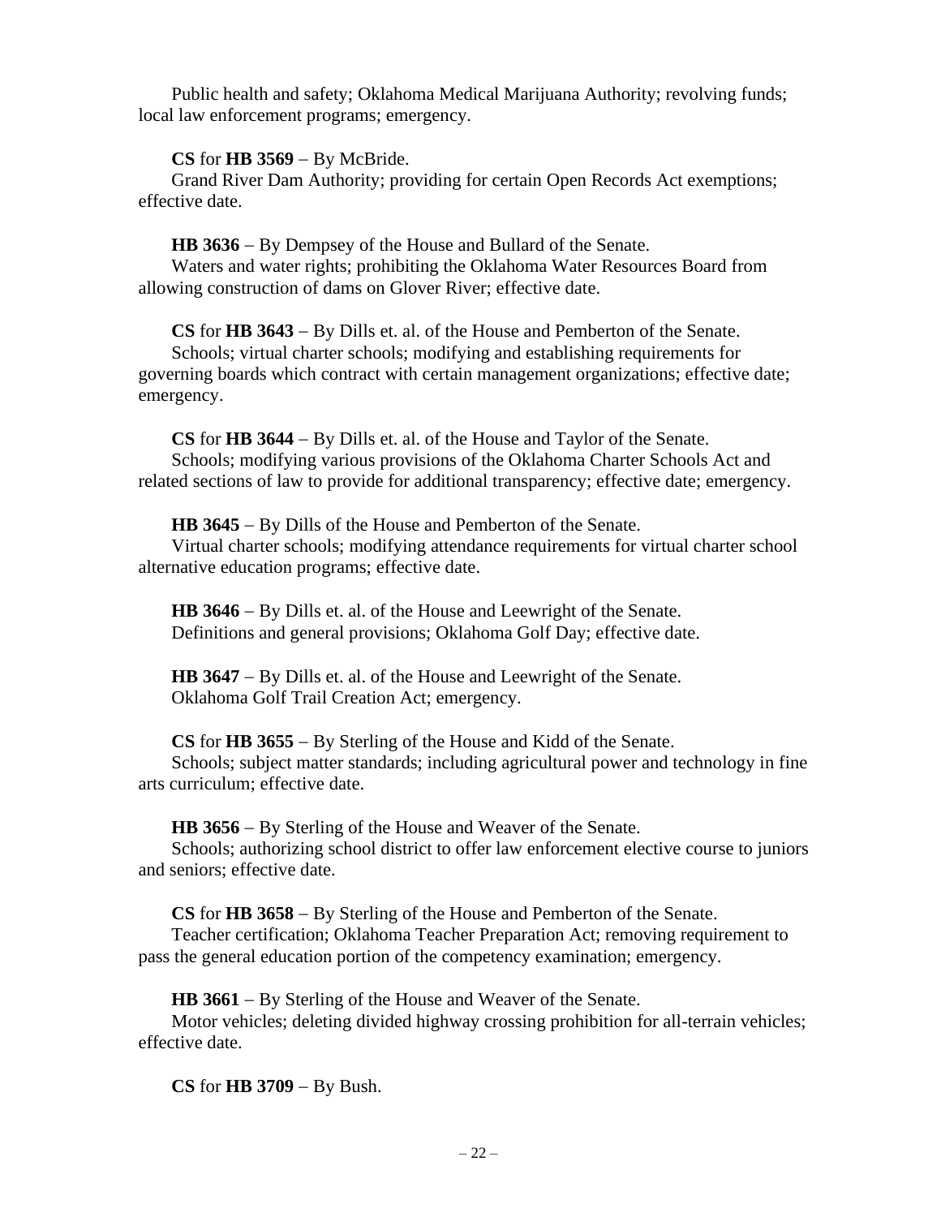Public health and safety; Oklahoma Medical Marijuana Authority; revolving funds; local law enforcement programs; emergency.

**CS** for **HB 3569** – By McBride.
Grand River Dam Authority; providing for certain Open Records Act exemptions; effective date.

**HB 3636** – By Dempsey of the House and Bullard of the Senate.
Waters and water rights; prohibiting the Oklahoma Water Resources Board from allowing construction of dams on Glover River; effective date.

**CS** for **HB 3643** – By Dills et. al. of the House and Pemberton of the Senate.
Schools; virtual charter schools; modifying and establishing requirements for governing boards which contract with certain management organizations; effective date; emergency.

**CS** for **HB 3644** – By Dills et. al. of the House and Taylor of the Senate.
Schools; modifying various provisions of the Oklahoma Charter Schools Act and related sections of law to provide for additional transparency; effective date; emergency.

**HB 3645** – By Dills of the House and Pemberton of the Senate.
Virtual charter schools; modifying attendance requirements for virtual charter school alternative education programs; effective date.

**HB 3646** – By Dills et. al. of the House and Leewright of the Senate.
Definitions and general provisions; Oklahoma Golf Day; effective date.

**HB 3647** – By Dills et. al. of the House and Leewright of the Senate.
Oklahoma Golf Trail Creation Act; emergency.

**CS** for **HB 3655** – By Sterling of the House and Kidd of the Senate.
Schools; subject matter standards; including agricultural power and technology in fine arts curriculum; effective date.

**HB 3656** – By Sterling of the House and Weaver of the Senate.
Schools; authorizing school district to offer law enforcement elective course to juniors and seniors; effective date.

**CS** for **HB 3658** – By Sterling of the House and Pemberton of the Senate.
Teacher certification; Oklahoma Teacher Preparation Act; removing requirement to pass the general education portion of the competency examination; emergency.

**HB 3661** – By Sterling of the House and Weaver of the Senate.
Motor vehicles; deleting divided highway crossing prohibition for all-terrain vehicles; effective date.

**CS** for **HB 3709** – By Bush.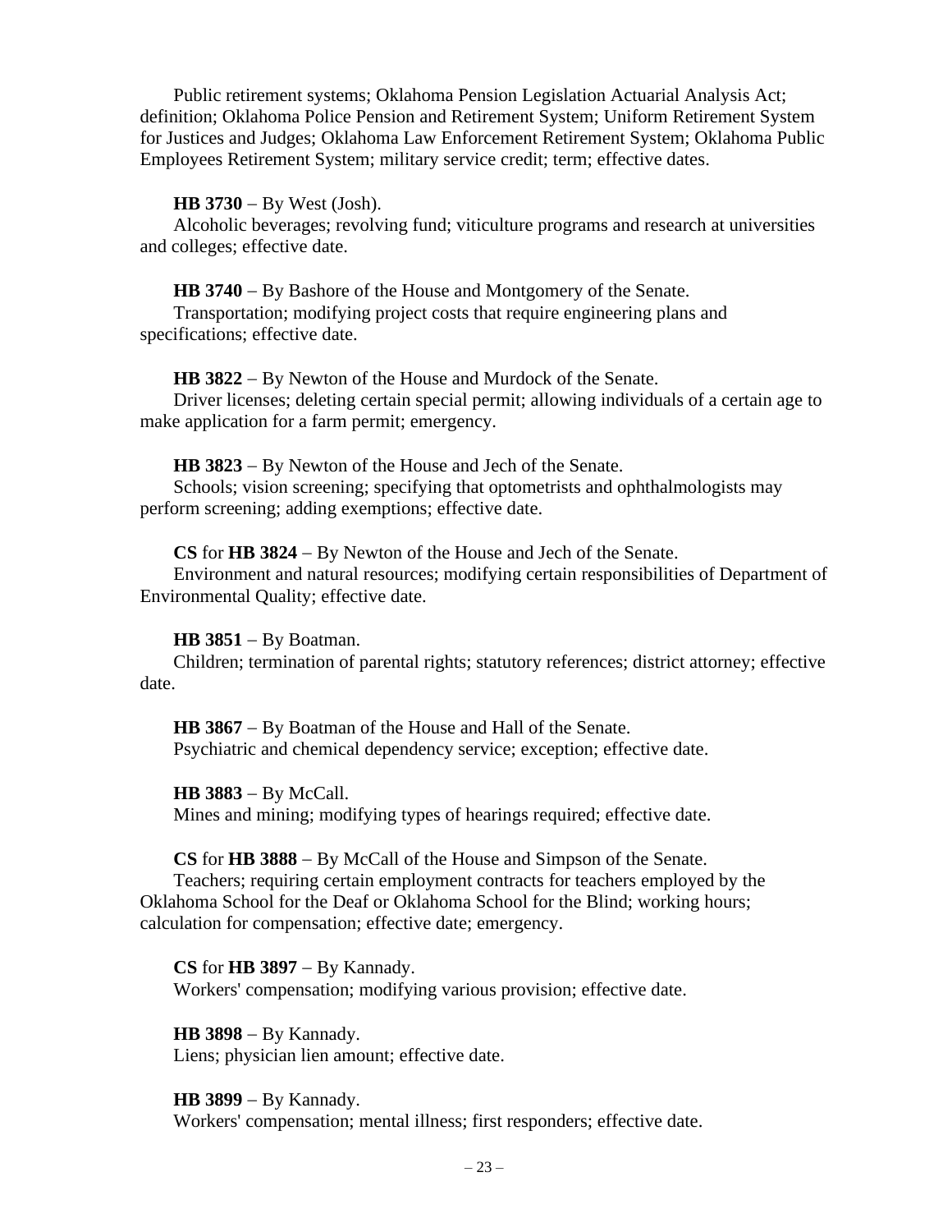Public retirement systems; Oklahoma Pension Legislation Actuarial Analysis Act; definition; Oklahoma Police Pension and Retirement System; Uniform Retirement System for Justices and Judges; Oklahoma Law Enforcement Retirement System; Oklahoma Public Employees Retirement System; military service credit; term; effective dates.

**HB 3730** – By West (Josh).
Alcoholic beverages; revolving fund; viticulture programs and research at universities and colleges; effective date.

**HB 3740** – By Bashore of the House and Montgomery of the Senate.
Transportation; modifying project costs that require engineering plans and specifications; effective date.

**HB 3822** – By Newton of the House and Murdock of the Senate.
Driver licenses; deleting certain special permit; allowing individuals of a certain age to make application for a farm permit; emergency.

**HB 3823** – By Newton of the House and Jech of the Senate.
Schools; vision screening; specifying that optometrists and ophthalmologists may perform screening; adding exemptions; effective date.

**CS** for **HB 3824** – By Newton of the House and Jech of the Senate.
Environment and natural resources; modifying certain responsibilities of Department of Environmental Quality; effective date.

**HB 3851** – By Boatman.
Children; termination of parental rights; statutory references; district attorney; effective date.

**HB 3867** – By Boatman of the House and Hall of the Senate.
Psychiatric and chemical dependency service; exception; effective date.

**HB 3883** – By McCall.
Mines and mining; modifying types of hearings required; effective date.

**CS** for **HB 3888** – By McCall of the House and Simpson of the Senate.
Teachers; requiring certain employment contracts for teachers employed by the Oklahoma School for the Deaf or Oklahoma School for the Blind; working hours; calculation for compensation; effective date; emergency.

**CS** for **HB 3897** – By Kannady.
Workers' compensation; modifying various provision; effective date.

**HB 3898** – By Kannady.
Liens; physician lien amount; effective date.

**HB 3899** – By Kannady.
Workers' compensation; mental illness; first responders; effective date.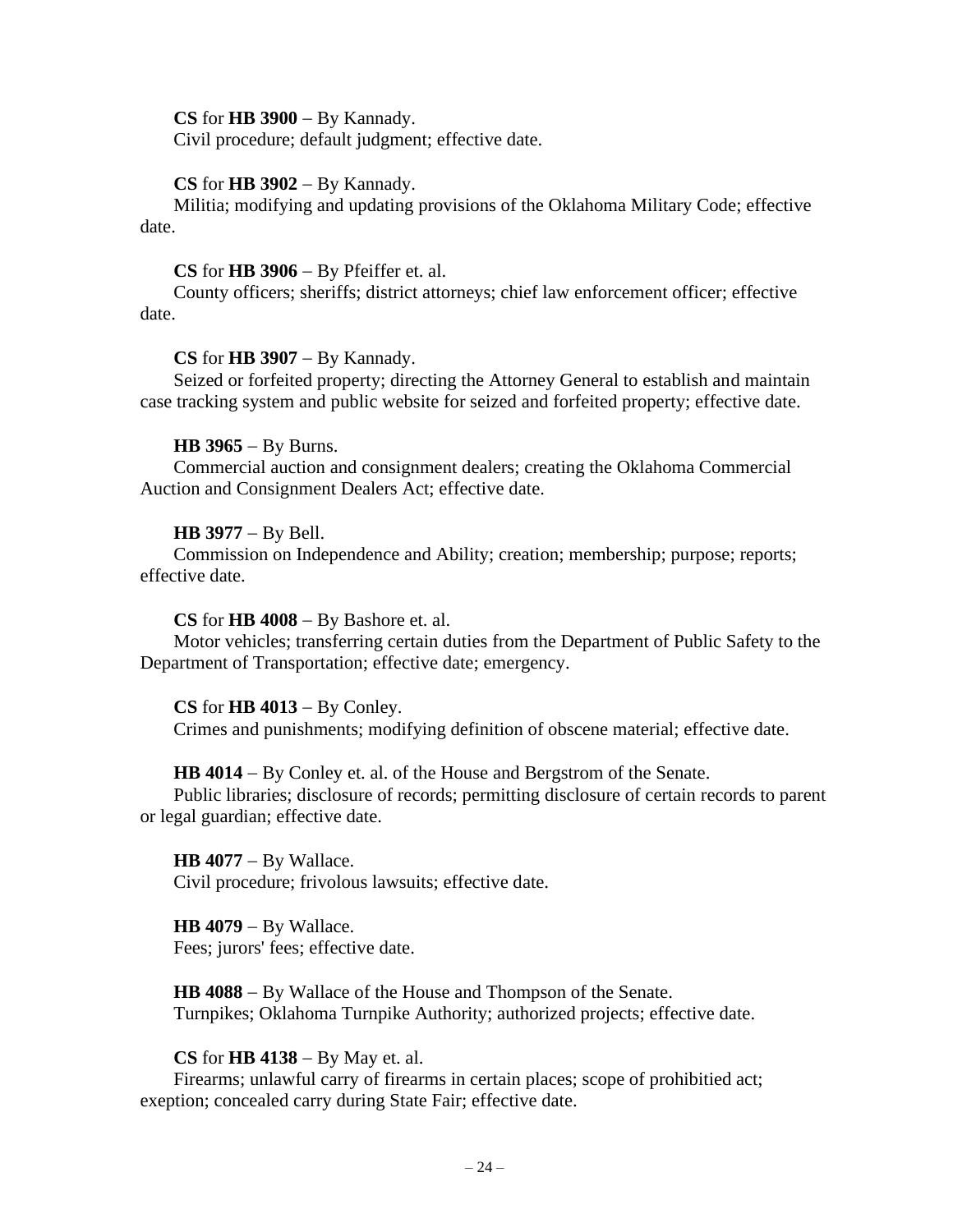**CS** for **HB 3900** – By Kannady.
Civil procedure; default judgment; effective date.

**CS** for **HB 3902** – By Kannady.
Militia; modifying and updating provisions of the Oklahoma Military Code; effective date.

**CS** for **HB 3906** – By Pfeiffer et. al.
County officers; sheriffs; district attorneys; chief law enforcement officer; effective date.

**CS** for **HB 3907** – By Kannady.
Seized or forfeited property; directing the Attorney General to establish and maintain case tracking system and public website for seized and forfeited property; effective date.

**HB 3965** – By Burns.
Commercial auction and consignment dealers; creating the Oklahoma Commercial Auction and Consignment Dealers Act; effective date.

**HB 3977** – By Bell.
Commission on Independence and Ability; creation; membership; purpose; reports; effective date.

**CS** for **HB 4008** – By Bashore et. al.
Motor vehicles; transferring certain duties from the Department of Public Safety to the Department of Transportation; effective date; emergency.

**CS** for **HB 4013** – By Conley.
Crimes and punishments; modifying definition of obscene material; effective date.

**HB 4014** – By Conley et. al. of the House and Bergstrom of the Senate.
Public libraries; disclosure of records; permitting disclosure of certain records to parent or legal guardian; effective date.

**HB 4077** – By Wallace.
Civil procedure; frivolous lawsuits; effective date.

**HB 4079** – By Wallace.
Fees; jurors' fees; effective date.

**HB 4088** – By Wallace of the House and Thompson of the Senate.
Turnpikes; Oklahoma Turnpike Authority; authorized projects; effective date.

**CS** for **HB 4138** – By May et. al.
Firearms; unlawful carry of firearms in certain places; scope of prohibitied act; exeption; concealed carry during State Fair; effective date.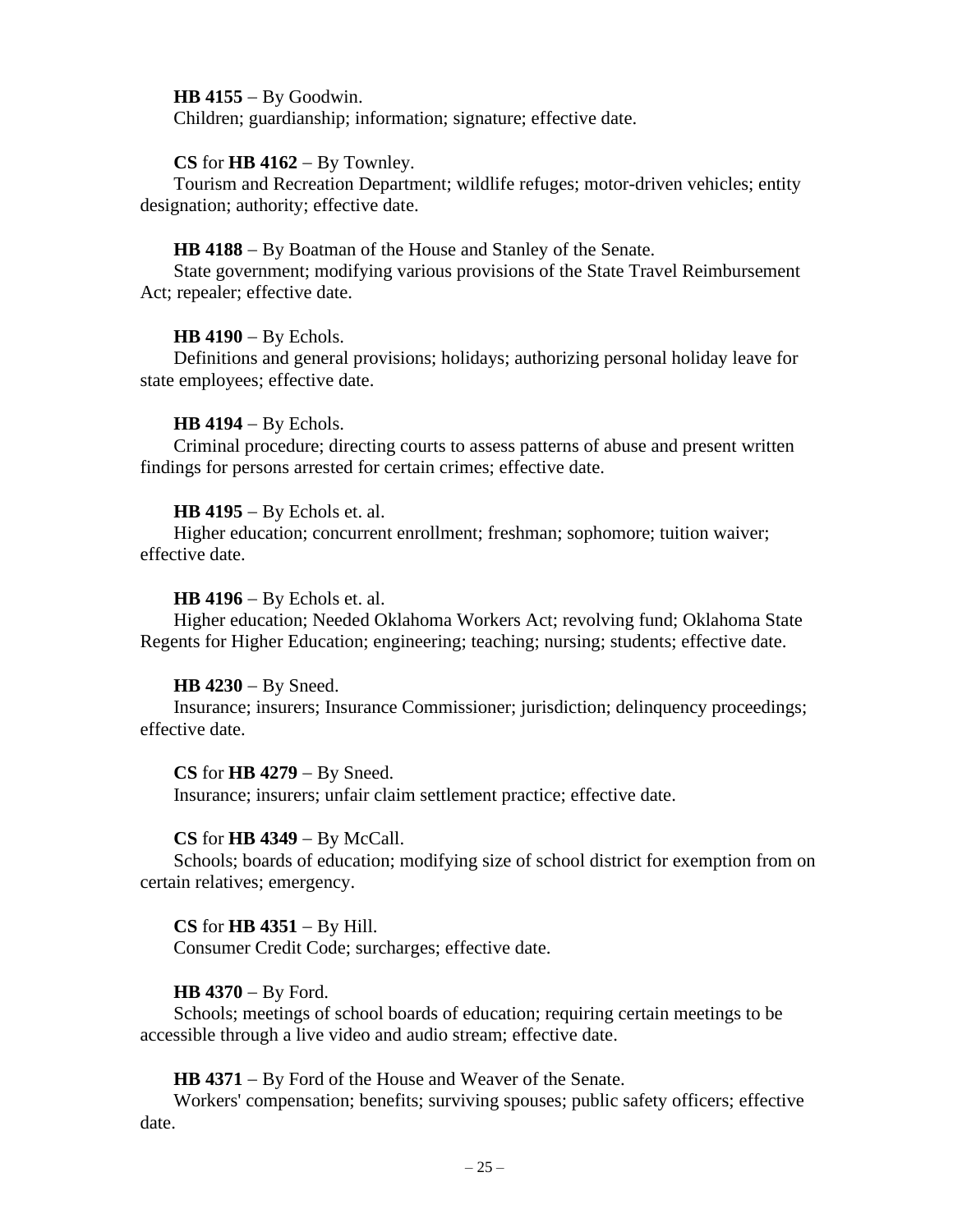**HB 4155** – By Goodwin.
Children; guardianship; information; signature; effective date.

**CS** for **HB 4162** – By Townley.
Tourism and Recreation Department; wildlife refuges; motor-driven vehicles; entity designation; authority; effective date.

**HB 4188** – By Boatman of the House and Stanley of the Senate.
State government; modifying various provisions of the State Travel Reimbursement Act; repealer; effective date.

**HB 4190** – By Echols.
Definitions and general provisions; holidays; authorizing personal holiday leave for state employees; effective date.

**HB 4194** – By Echols.
Criminal procedure; directing courts to assess patterns of abuse and present written findings for persons arrested for certain crimes; effective date.

**HB 4195** – By Echols et. al.
Higher education; concurrent enrollment; freshman; sophomore; tuition waiver; effective date.

**HB 4196** – By Echols et. al.
Higher education; Needed Oklahoma Workers Act; revolving fund; Oklahoma State Regents for Higher Education; engineering; teaching; nursing; students; effective date.

**HB 4230** – By Sneed.
Insurance; insurers; Insurance Commissioner; jurisdiction; delinquency proceedings; effective date.

**CS** for **HB 4279** – By Sneed.
Insurance; insurers; unfair claim settlement practice; effective date.

**CS** for **HB 4349** – By McCall.
Schools; boards of education; modifying size of school district for exemption from on certain relatives; emergency.

**CS** for **HB 4351** – By Hill.
Consumer Credit Code; surcharges; effective date.

**HB 4370** – By Ford.
Schools; meetings of school boards of education; requiring certain meetings to be accessible through a live video and audio stream; effective date.

**HB 4371** – By Ford of the House and Weaver of the Senate.
Workers' compensation; benefits; surviving spouses; public safety officers; effective date.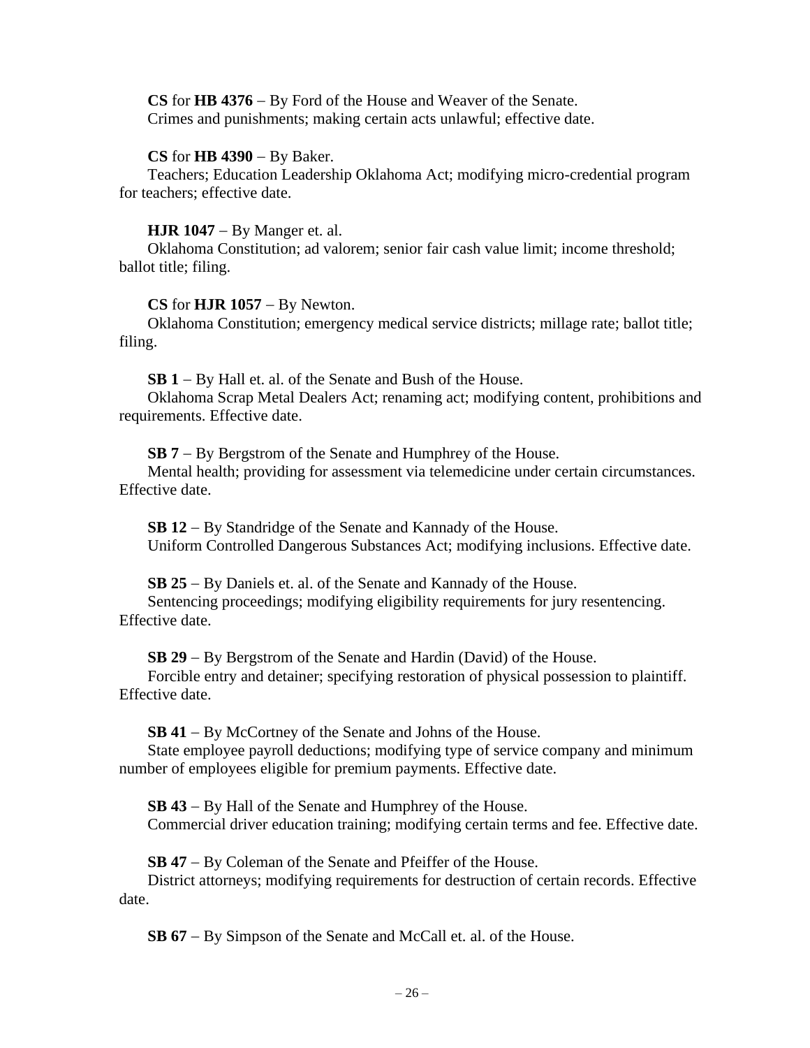**CS** for **HB 4376** – By Ford of the House and Weaver of the Senate.
Crimes and punishments; making certain acts unlawful; effective date.

**CS** for **HB 4390** – By Baker.
Teachers; Education Leadership Oklahoma Act; modifying micro-credential program for teachers; effective date.

**HJR 1047** – By Manger et. al.
Oklahoma Constitution; ad valorem; senior fair cash value limit; income threshold; ballot title; filing.

**CS** for **HJR 1057** – By Newton.
Oklahoma Constitution; emergency medical service districts; millage rate; ballot title; filing.

**SB 1** – By Hall et. al. of the Senate and Bush of the House.
Oklahoma Scrap Metal Dealers Act; renaming act; modifying content, prohibitions and requirements. Effective date.

**SB 7** – By Bergstrom of the Senate and Humphrey of the House.
Mental health; providing for assessment via telemedicine under certain circumstances. Effective date.

**SB 12** – By Standridge of the Senate and Kannady of the House.
Uniform Controlled Dangerous Substances Act; modifying inclusions. Effective date.

**SB 25** – By Daniels et. al. of the Senate and Kannady of the House.
Sentencing proceedings; modifying eligibility requirements for jury resentencing. Effective date.

**SB 29** – By Bergstrom of the Senate and Hardin (David) of the House.
Forcible entry and detainer; specifying restoration of physical possession to plaintiff. Effective date.

**SB 41** – By McCortney of the Senate and Johns of the House.
State employee payroll deductions; modifying type of service company and minimum number of employees eligible for premium payments. Effective date.

**SB 43** – By Hall of the Senate and Humphrey of the House.
Commercial driver education training; modifying certain terms and fee. Effective date.

**SB 47** – By Coleman of the Senate and Pfeiffer of the House.
District attorneys; modifying requirements for destruction of certain records. Effective date.

**SB 67** – By Simpson of the Senate and McCall et. al. of the House.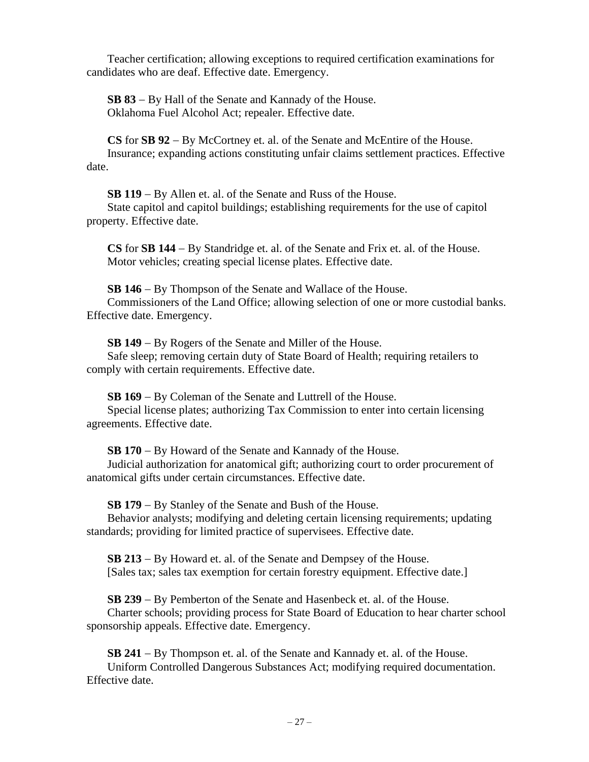Teacher certification; allowing exceptions to required certification examinations for candidates who are deaf. Effective date. Emergency.

**SB 83** – By Hall of the Senate and Kannady of the House.
Oklahoma Fuel Alcohol Act; repealer. Effective date.

**CS** for **SB 92** – By McCortney et. al. of the Senate and McEntire of the House.
Insurance; expanding actions constituting unfair claims settlement practices. Effective date.

**SB 119** – By Allen et. al. of the Senate and Russ of the House.
State capitol and capitol buildings; establishing requirements for the use of capitol property. Effective date.

**CS** for **SB 144** – By Standridge et. al. of the Senate and Frix et. al. of the House.
Motor vehicles; creating special license plates. Effective date.

**SB 146** – By Thompson of the Senate and Wallace of the House.
Commissioners of the Land Office; allowing selection of one or more custodial banks. Effective date. Emergency.

**SB 149** – By Rogers of the Senate and Miller of the House.
Safe sleep; removing certain duty of State Board of Health; requiring retailers to comply with certain requirements. Effective date.

**SB 169** – By Coleman of the Senate and Luttrell of the House.
Special license plates; authorizing Tax Commission to enter into certain licensing agreements. Effective date.

**SB 170** – By Howard of the Senate and Kannady of the House.
Judicial authorization for anatomical gift; authorizing court to order procurement of anatomical gifts under certain circumstances. Effective date.

**SB 179** – By Stanley of the Senate and Bush of the House.
Behavior analysts; modifying and deleting certain licensing requirements; updating standards; providing for limited practice of supervisees. Effective date.

**SB 213** – By Howard et. al. of the Senate and Dempsey of the House.
[Sales tax; sales tax exemption for certain forestry equipment. Effective date.]

**SB 239** – By Pemberton of the Senate and Hasenbeck et. al. of the House.
Charter schools; providing process for State Board of Education to hear charter school sponsorship appeals. Effective date. Emergency.

**SB 241** – By Thompson et. al. of the Senate and Kannady et. al. of the House.
Uniform Controlled Dangerous Substances Act; modifying required documentation. Effective date.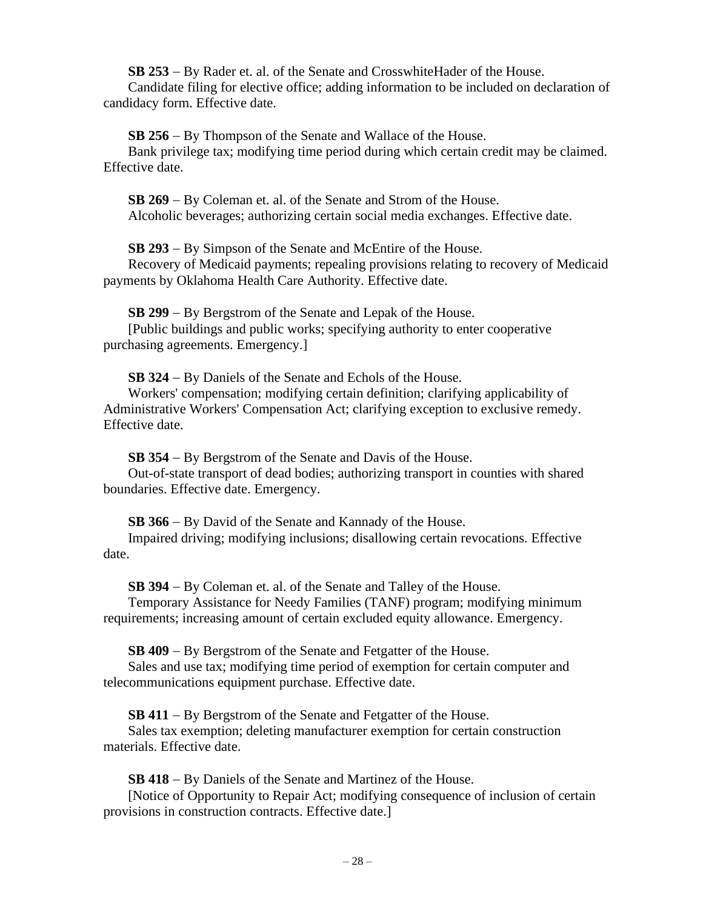**SB 253** – By Rader et. al. of the Senate and CrosswhiteHader of the House.
Candidate filing for elective office; adding information to be included on declaration of candidacy form. Effective date.

**SB 256** – By Thompson of the Senate and Wallace of the House.
Bank privilege tax; modifying time period during which certain credit may be claimed. Effective date.

**SB 269** – By Coleman et. al. of the Senate and Strom of the House.
Alcoholic beverages; authorizing certain social media exchanges. Effective date.

**SB 293** – By Simpson of the Senate and McEntire of the House.
Recovery of Medicaid payments; repealing provisions relating to recovery of Medicaid payments by Oklahoma Health Care Authority. Effective date.

**SB 299** – By Bergstrom of the Senate and Lepak of the House.
[Public buildings and public works; specifying authority to enter cooperative purchasing agreements. Emergency.]

**SB 324** – By Daniels of the Senate and Echols of the House.
Workers' compensation; modifying certain definition; clarifying applicability of Administrative Workers' Compensation Act; clarifying exception to exclusive remedy. Effective date.

**SB 354** – By Bergstrom of the Senate and Davis of the House.
Out-of-state transport of dead bodies; authorizing transport in counties with shared boundaries. Effective date. Emergency.

**SB 366** – By David of the Senate and Kannady of the House.
Impaired driving; modifying inclusions; disallowing certain revocations. Effective date.

**SB 394** – By Coleman et. al. of the Senate and Talley of the House.
Temporary Assistance for Needy Families (TANF) program; modifying minimum requirements; increasing amount of certain excluded equity allowance. Emergency.

**SB 409** – By Bergstrom of the Senate and Fetgatter of the House.
Sales and use tax; modifying time period of exemption for certain computer and telecommunications equipment purchase. Effective date.

**SB 411** – By Bergstrom of the Senate and Fetgatter of the House.
Sales tax exemption; deleting manufacturer exemption for certain construction materials. Effective date.

**SB 418** – By Daniels of the Senate and Martinez of the House.
[Notice of Opportunity to Repair Act; modifying consequence of inclusion of certain provisions in construction contracts. Effective date.]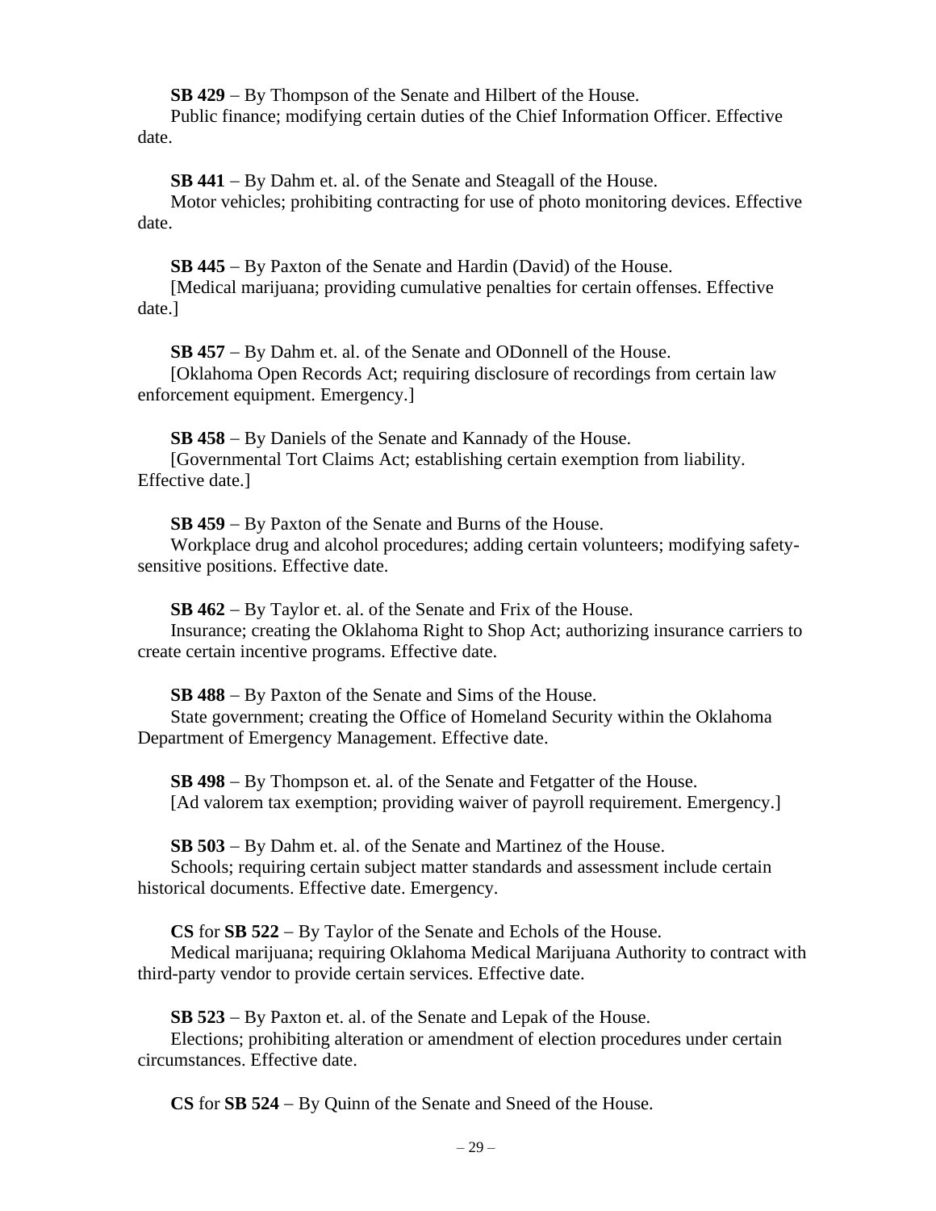**SB 429** – By Thompson of the Senate and Hilbert of the House.

Public finance; modifying certain duties of the Chief Information Officer. Effective date.

**SB 441** – By Dahm et. al. of the Senate and Steagall of the House.

Motor vehicles; prohibiting contracting for use of photo monitoring devices. Effective date.

**SB 445** – By Paxton of the Senate and Hardin (David) of the House.

[Medical marijuana; providing cumulative penalties for certain offenses. Effective date.]

**SB 457** – By Dahm et. al. of the Senate and ODonnell of the House.

[Oklahoma Open Records Act; requiring disclosure of recordings from certain law enforcement equipment. Emergency.]

**SB 458** – By Daniels of the Senate and Kannady of the House.

[Governmental Tort Claims Act; establishing certain exemption from liability. Effective date.]

**SB 459** – By Paxton of the Senate and Burns of the House.

Workplace drug and alcohol procedures; adding certain volunteers; modifying safety-sensitive positions. Effective date.

**SB 462** – By Taylor et. al. of the Senate and Frix of the House.

Insurance; creating the Oklahoma Right to Shop Act; authorizing insurance carriers to create certain incentive programs. Effective date.

**SB 488** – By Paxton of the Senate and Sims of the House.

State government; creating the Office of Homeland Security within the Oklahoma Department of Emergency Management. Effective date.

**SB 498** – By Thompson et. al. of the Senate and Fetgatter of the House.

[Ad valorem tax exemption; providing waiver of payroll requirement. Emergency.]

**SB 503** – By Dahm et. al. of the Senate and Martinez of the House.

Schools; requiring certain subject matter standards and assessment include certain historical documents. Effective date. Emergency.

**CS** for **SB 522** – By Taylor of the Senate and Echols of the House.

Medical marijuana; requiring Oklahoma Medical Marijuana Authority to contract with third-party vendor to provide certain services. Effective date.

**SB 523** – By Paxton et. al. of the Senate and Lepak of the House.

Elections; prohibiting alteration or amendment of election procedures under certain circumstances. Effective date.

**CS** for **SB 524** – By Quinn of the Senate and Sneed of the House.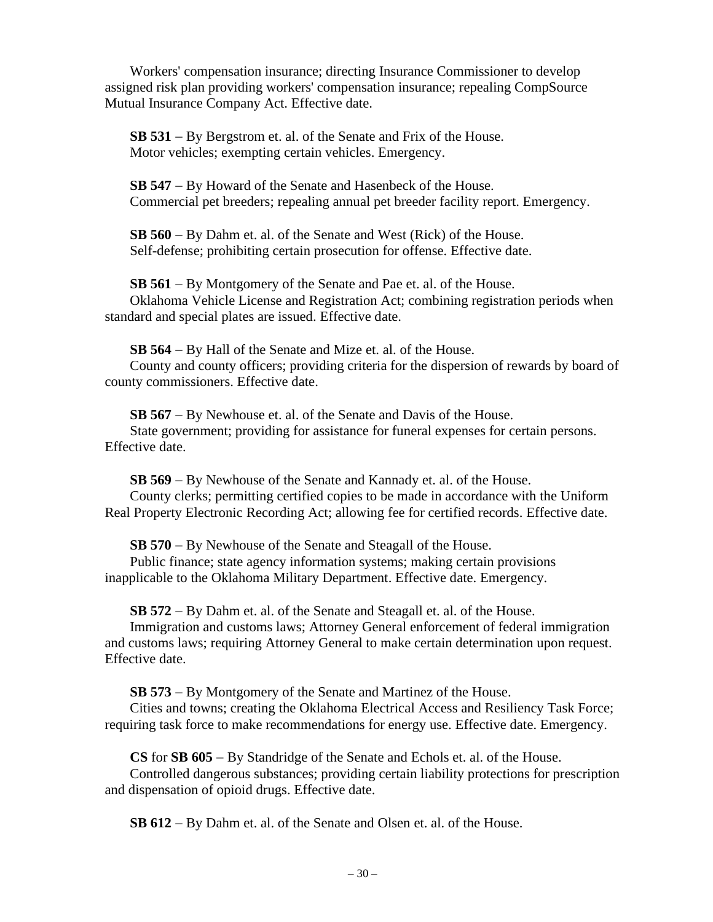Workers' compensation insurance; directing Insurance Commissioner to develop assigned risk plan providing workers' compensation insurance; repealing CompSource Mutual Insurance Company Act. Effective date.

**SB 531** – By Bergstrom et. al. of the Senate and Frix of the House.
Motor vehicles; exempting certain vehicles. Emergency.

**SB 547** – By Howard of the Senate and Hasenbeck of the House.
Commercial pet breeders; repealing annual pet breeder facility report. Emergency.

**SB 560** – By Dahm et. al. of the Senate and West (Rick) of the House.
Self-defense; prohibiting certain prosecution for offense. Effective date.

**SB 561** – By Montgomery of the Senate and Pae et. al. of the House.
Oklahoma Vehicle License and Registration Act; combining registration periods when standard and special plates are issued. Effective date.

**SB 564** – By Hall of the Senate and Mize et. al. of the House.
County and county officers; providing criteria for the dispersion of rewards by board of county commissioners. Effective date.

**SB 567** – By Newhouse et. al. of the Senate and Davis of the House.
State government; providing for assistance for funeral expenses for certain persons. Effective date.

**SB 569** – By Newhouse of the Senate and Kannady et. al. of the House.
County clerks; permitting certified copies to be made in accordance with the Uniform Real Property Electronic Recording Act; allowing fee for certified records. Effective date.

**SB 570** – By Newhouse of the Senate and Steagall of the House.
Public finance; state agency information systems; making certain provisions inapplicable to the Oklahoma Military Department. Effective date. Emergency.

**SB 572** – By Dahm et. al. of the Senate and Steagall et. al. of the House.
Immigration and customs laws; Attorney General enforcement of federal immigration and customs laws; requiring Attorney General to make certain determination upon request. Effective date.

**SB 573** – By Montgomery of the Senate and Martinez of the House.
Cities and towns; creating the Oklahoma Electrical Access and Resiliency Task Force; requiring task force to make recommendations for energy use. Effective date. Emergency.

**CS** for **SB 605** – By Standridge of the Senate and Echols et. al. of the House.
Controlled dangerous substances; providing certain liability protections for prescription and dispensation of opioid drugs. Effective date.

**SB 612** – By Dahm et. al. of the Senate and Olsen et. al. of the House.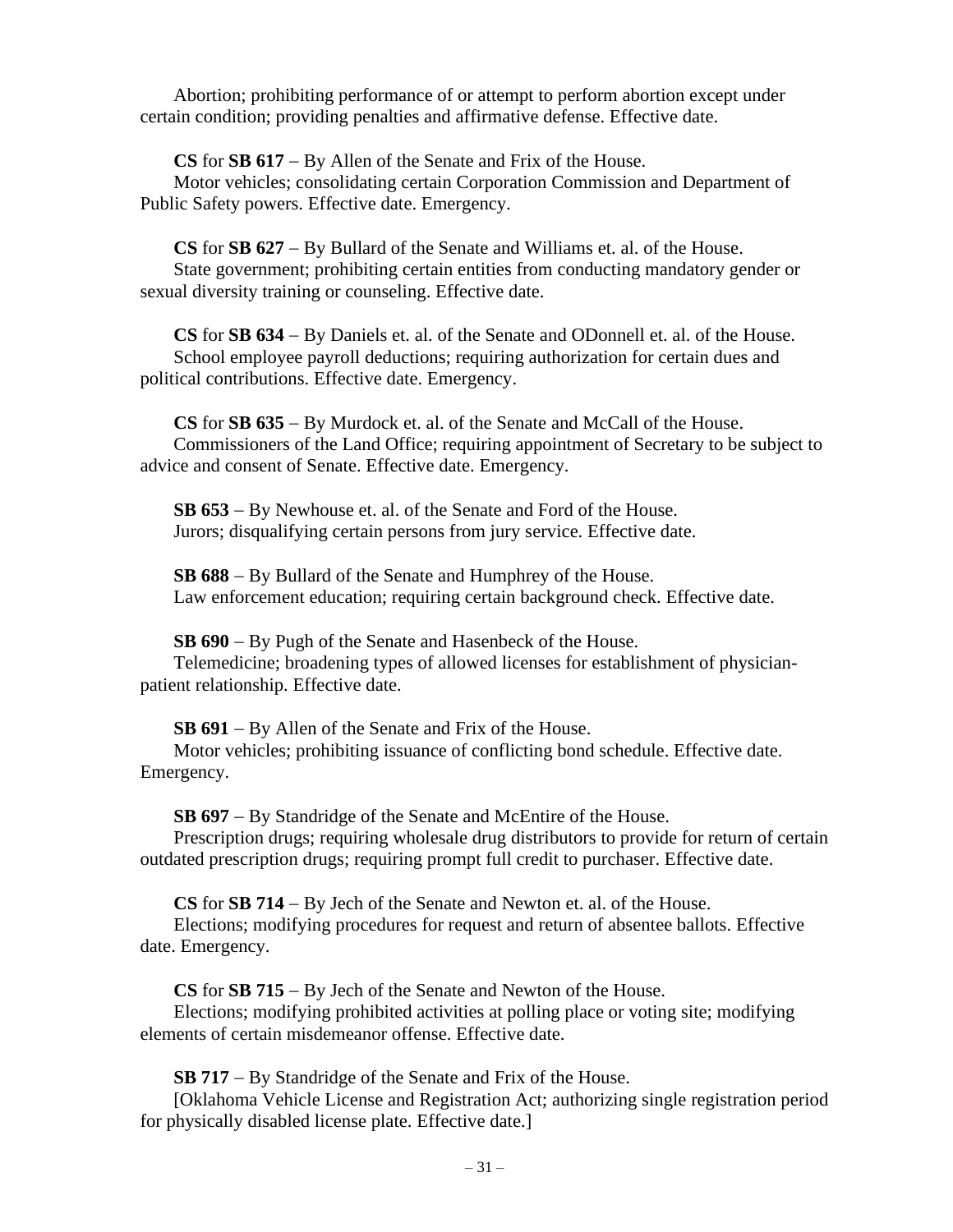Abortion; prohibiting performance of or attempt to perform abortion except under certain condition; providing penalties and affirmative defense. Effective date.

**CS** for **SB 617** – By Allen of the Senate and Frix of the House.
Motor vehicles; consolidating certain Corporation Commission and Department of Public Safety powers. Effective date. Emergency.

**CS** for **SB 627** – By Bullard of the Senate and Williams et. al. of the House.
State government; prohibiting certain entities from conducting mandatory gender or sexual diversity training or counseling. Effective date.

**CS** for **SB 634** – By Daniels et. al. of the Senate and ODonnell et. al. of the House.
School employee payroll deductions; requiring authorization for certain dues and political contributions. Effective date. Emergency.

**CS** for **SB 635** – By Murdock et. al. of the Senate and McCall of the House.
Commissioners of the Land Office; requiring appointment of Secretary to be subject to advice and consent of Senate. Effective date. Emergency.

**SB 653** – By Newhouse et. al. of the Senate and Ford of the House.
Jurors; disqualifying certain persons from jury service. Effective date.

**SB 688** – By Bullard of the Senate and Humphrey of the House.
Law enforcement education; requiring certain background check. Effective date.

**SB 690** – By Pugh of the Senate and Hasenbeck of the House.
Telemedicine; broadening types of allowed licenses for establishment of physician-patient relationship. Effective date.

**SB 691** – By Allen of the Senate and Frix of the House.
Motor vehicles; prohibiting issuance of conflicting bond schedule. Effective date. Emergency.

**SB 697** – By Standridge of the Senate and McEntire of the House.
Prescription drugs; requiring wholesale drug distributors to provide for return of certain outdated prescription drugs; requiring prompt full credit to purchaser. Effective date.

**CS** for **SB 714** – By Jech of the Senate and Newton et. al. of the House.
Elections; modifying procedures for request and return of absentee ballots. Effective date. Emergency.

**CS** for **SB 715** – By Jech of the Senate and Newton of the House.
Elections; modifying prohibited activities at polling place or voting site; modifying elements of certain misdemeanor offense. Effective date.

**SB 717** – By Standridge of the Senate and Frix of the House.
[Oklahoma Vehicle License and Registration Act; authorizing single registration period for physically disabled license plate. Effective date.]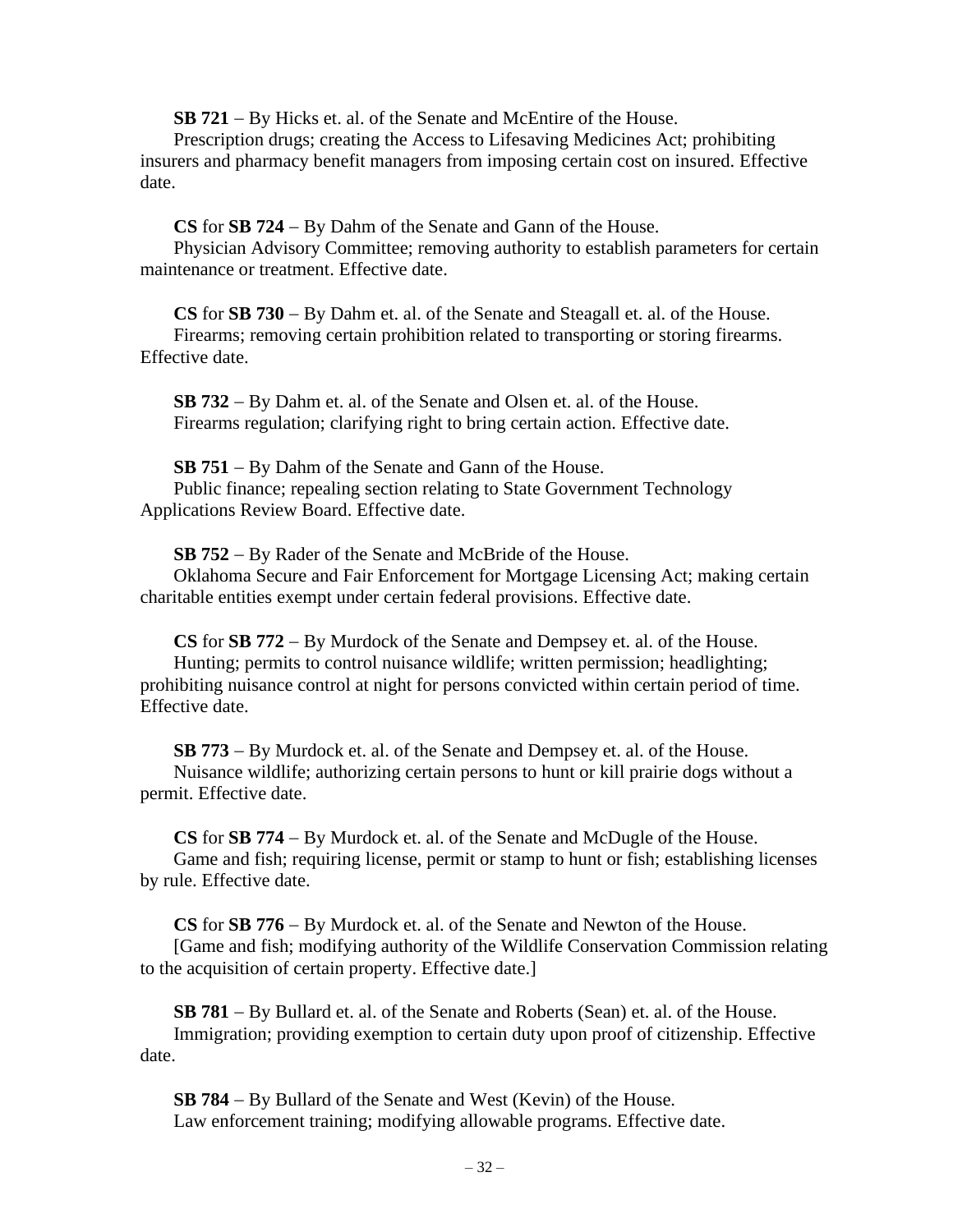**SB 721** – By Hicks et. al. of the Senate and McEntire of the House.
Prescription drugs; creating the Access to Lifesaving Medicines Act; prohibiting insurers and pharmacy benefit managers from imposing certain cost on insured. Effective date.

**CS** for **SB 724** – By Dahm of the Senate and Gann of the House.
Physician Advisory Committee; removing authority to establish parameters for certain maintenance or treatment. Effective date.

**CS** for **SB 730** – By Dahm et. al. of the Senate and Steagall et. al. of the House.
Firearms; removing certain prohibition related to transporting or storing firearms. Effective date.

**SB 732** – By Dahm et. al. of the Senate and Olsen et. al. of the House.
Firearms regulation; clarifying right to bring certain action. Effective date.

**SB 751** – By Dahm of the Senate and Gann of the House.
Public finance; repealing section relating to State Government Technology Applications Review Board. Effective date.

**SB 752** – By Rader of the Senate and McBride of the House.
Oklahoma Secure and Fair Enforcement for Mortgage Licensing Act; making certain charitable entities exempt under certain federal provisions. Effective date.

**CS** for **SB 772** – By Murdock of the Senate and Dempsey et. al. of the House.
Hunting; permits to control nuisance wildlife; written permission; headlighting; prohibiting nuisance control at night for persons convicted within certain period of time. Effective date.

**SB 773** – By Murdock et. al. of the Senate and Dempsey et. al. of the House.
Nuisance wildlife; authorizing certain persons to hunt or kill prairie dogs without a permit. Effective date.

**CS** for **SB 774** – By Murdock et. al. of the Senate and McDugle of the House.
Game and fish; requiring license, permit or stamp to hunt or fish; establishing licenses by rule. Effective date.

**CS** for **SB 776** – By Murdock et. al. of the Senate and Newton of the House.
[Game and fish; modifying authority of the Wildlife Conservation Commission relating to the acquisition of certain property. Effective date.]

**SB 781** – By Bullard et. al. of the Senate and Roberts (Sean) et. al. of the House.
Immigration; providing exemption to certain duty upon proof of citizenship. Effective date.

**SB 784** – By Bullard of the Senate and West (Kevin) of the House.
Law enforcement training; modifying allowable programs. Effective date.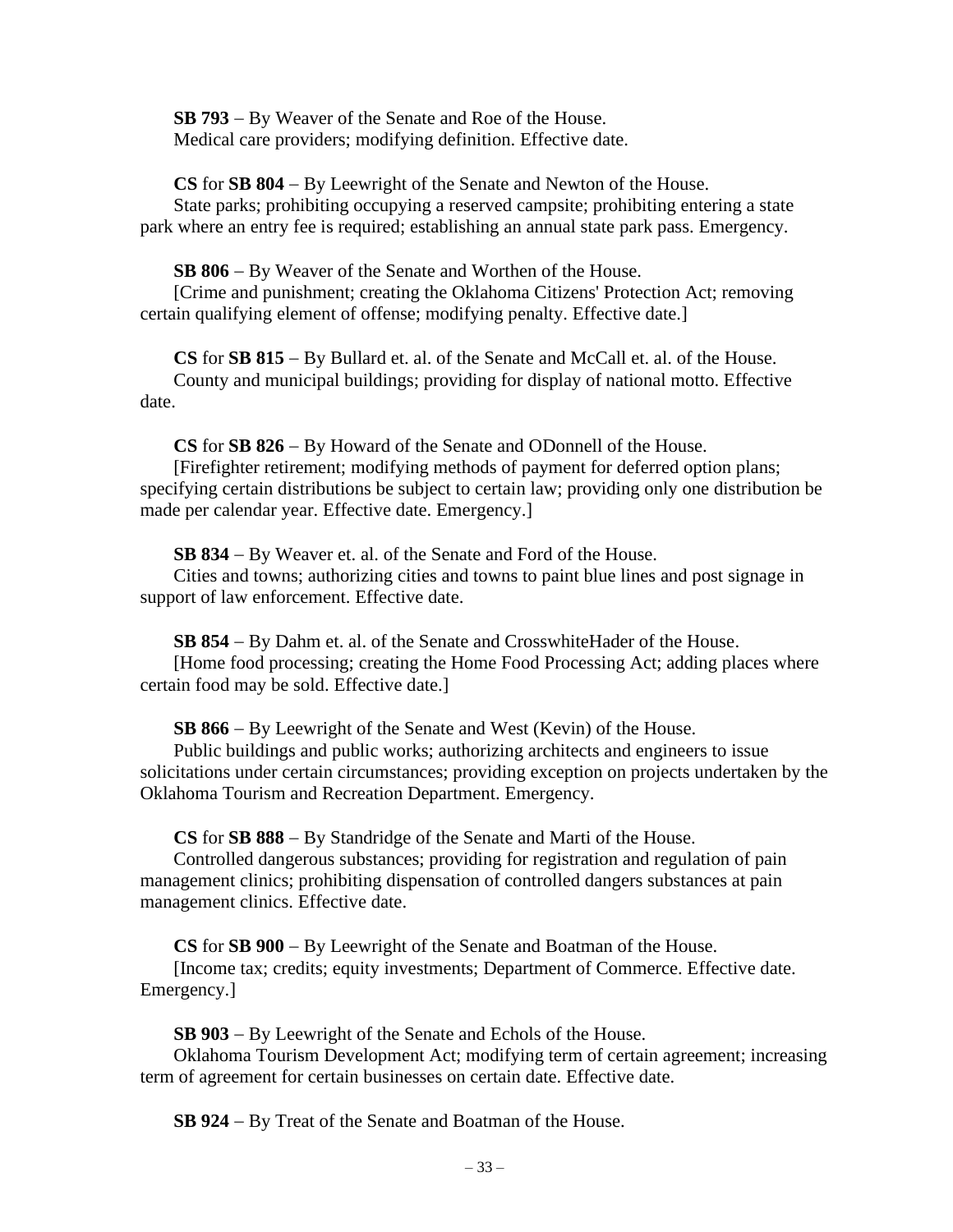**SB 793** – By Weaver of the Senate and Roe of the House.
Medical care providers; modifying definition. Effective date.

**CS** for **SB 804** – By Leewright of the Senate and Newton of the House.
State parks; prohibiting occupying a reserved campsite; prohibiting entering a state park where an entry fee is required; establishing an annual state park pass. Emergency.

**SB 806** – By Weaver of the Senate and Worthen of the House.
[Crime and punishment; creating the Oklahoma Citizens' Protection Act; removing certain qualifying element of offense; modifying penalty. Effective date.]

**CS** for **SB 815** – By Bullard et. al. of the Senate and McCall et. al. of the House.
County and municipal buildings; providing for display of national motto. Effective date.

**CS** for **SB 826** – By Howard of the Senate and ODonnell of the House.
[Firefighter retirement; modifying methods of payment for deferred option plans; specifying certain distributions be subject to certain law; providing only one distribution be made per calendar year. Effective date. Emergency.]

**SB 834** – By Weaver et. al. of the Senate and Ford of the House.
Cities and towns; authorizing cities and towns to paint blue lines and post signage in support of law enforcement. Effective date.

**SB 854** – By Dahm et. al. of the Senate and CrosswhiteHader of the House.
[Home food processing; creating the Home Food Processing Act; adding places where certain food may be sold. Effective date.]

**SB 866** – By Leewright of the Senate and West (Kevin) of the House.
Public buildings and public works; authorizing architects and engineers to issue solicitations under certain circumstances; providing exception on projects undertaken by the Oklahoma Tourism and Recreation Department. Emergency.

**CS** for **SB 888** – By Standridge of the Senate and Marti of the House.
Controlled dangerous substances; providing for registration and regulation of pain management clinics; prohibiting dispensation of controlled dangers substances at pain management clinics. Effective date.

**CS** for **SB 900** – By Leewright of the Senate and Boatman of the House.
[Income tax; credits; equity investments; Department of Commerce. Effective date. Emergency.]

**SB 903** – By Leewright of the Senate and Echols of the House.
Oklahoma Tourism Development Act; modifying term of certain agreement; increasing term of agreement for certain businesses on certain date. Effective date.

**SB 924** – By Treat of the Senate and Boatman of the House.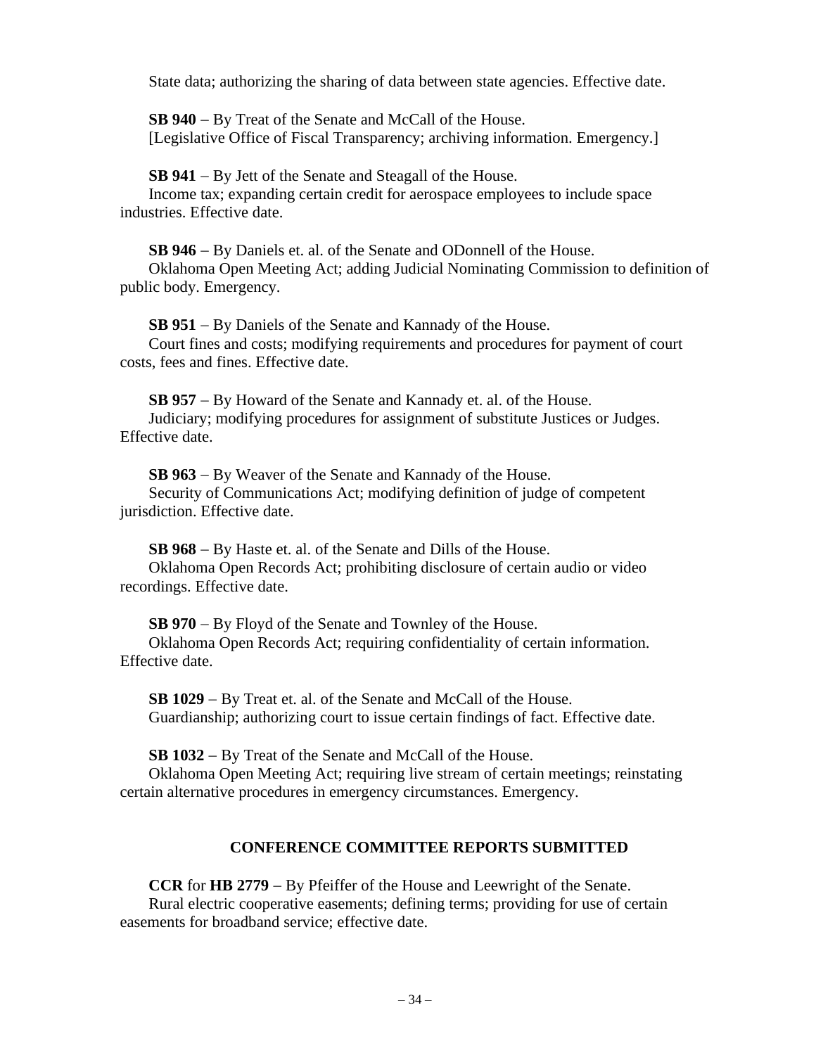State data; authorizing the sharing of data between state agencies. Effective date.

**SB 940** – By Treat of the Senate and McCall of the House.
[Legislative Office of Fiscal Transparency; archiving information. Emergency.]

**SB 941** – By Jett of the Senate and Steagall of the House.
Income tax; expanding certain credit for aerospace employees to include space industries. Effective date.

**SB 946** – By Daniels et. al. of the Senate and ODonnell of the House.
Oklahoma Open Meeting Act; adding Judicial Nominating Commission to definition of public body. Emergency.

**SB 951** – By Daniels of the Senate and Kannady of the House.
Court fines and costs; modifying requirements and procedures for payment of court costs, fees and fines. Effective date.

**SB 957** – By Howard of the Senate and Kannady et. al. of the House.
Judiciary; modifying procedures for assignment of substitute Justices or Judges. Effective date.

**SB 963** – By Weaver of the Senate and Kannady of the House.
Security of Communications Act; modifying definition of judge of competent jurisdiction. Effective date.

**SB 968** – By Haste et. al. of the Senate and Dills of the House.
Oklahoma Open Records Act; prohibiting disclosure of certain audio or video recordings. Effective date.

**SB 970** – By Floyd of the Senate and Townley of the House.
Oklahoma Open Records Act; requiring confidentiality of certain information. Effective date.

**SB 1029** – By Treat et. al. of the Senate and McCall of the House.
Guardianship; authorizing court to issue certain findings of fact. Effective date.

**SB 1032** – By Treat of the Senate and McCall of the House.
Oklahoma Open Meeting Act; requiring live stream of certain meetings; reinstating certain alternative procedures in emergency circumstances. Emergency.

## CONFERENCE COMMITTEE REPORTS SUBMITTED

**CCR** for **HB 2779** – By Pfeiffer of the House and Leewright of the Senate.
Rural electric cooperative easements; defining terms; providing for use of certain easements for broadband service; effective date.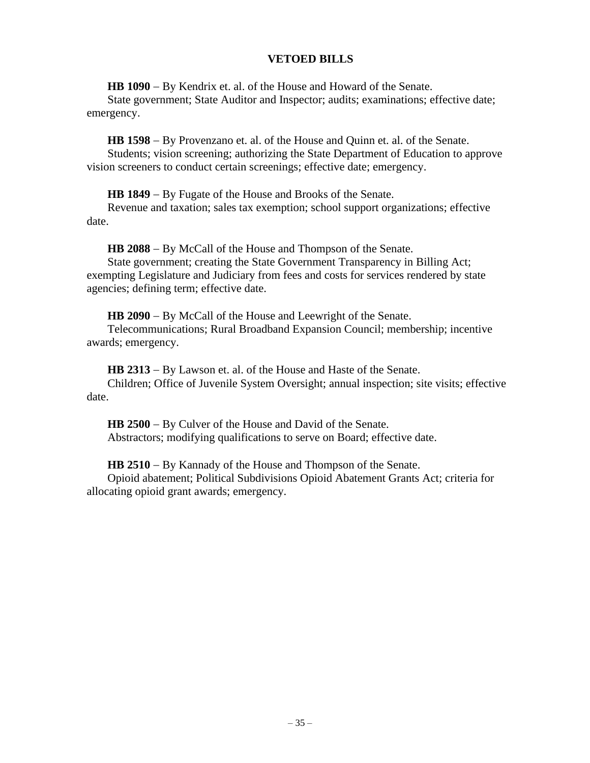## VETOED BILLS

**HB 1090** – By Kendrix et. al. of the House and Howard of the Senate.
State government; State Auditor and Inspector; audits; examinations; effective date; emergency.

**HB 1598** – By Provenzano et. al. of the House and Quinn et. al. of the Senate.
Students; vision screening; authorizing the State Department of Education to approve vision screeners to conduct certain screenings; effective date; emergency.

**HB 1849** – By Fugate of the House and Brooks of the Senate.
Revenue and taxation; sales tax exemption; school support organizations; effective date.

**HB 2088** – By McCall of the House and Thompson of the Senate.
State government; creating the State Government Transparency in Billing Act; exempting Legislature and Judiciary from fees and costs for services rendered by state agencies; defining term; effective date.

**HB 2090** – By McCall of the House and Leewright of the Senate.
Telecommunications; Rural Broadband Expansion Council; membership; incentive awards; emergency.

**HB 2313** – By Lawson et. al. of the House and Haste of the Senate.
Children; Office of Juvenile System Oversight; annual inspection; site visits; effective date.

**HB 2500** – By Culver of the House and David of the Senate.
Abstractors; modifying qualifications to serve on Board; effective date.

**HB 2510** – By Kannady of the House and Thompson of the Senate.
Opioid abatement; Political Subdivisions Opioid Abatement Grants Act; criteria for allocating opioid grant awards; emergency.